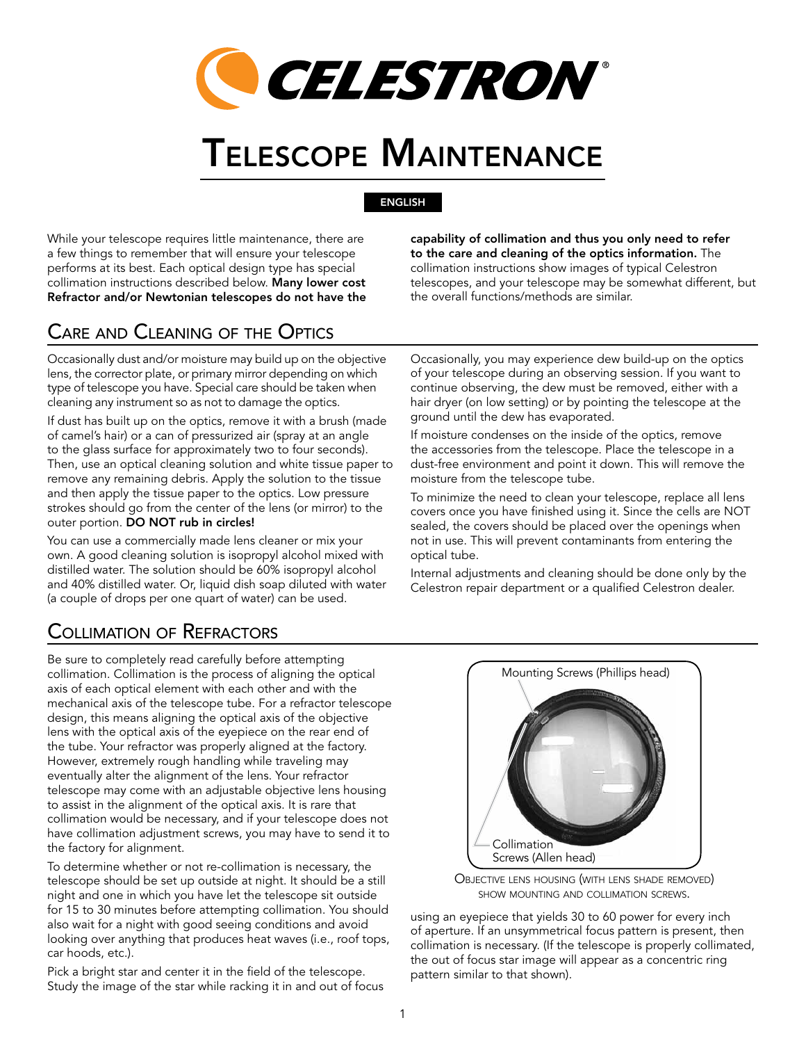# Telescope Maintenance

ENGLISH

While your telescope requires little maintenance, there are a few things to remember that will ensure your telescope performs at its best. Each optical design type has special collimation instructions described below. **Many lower cost Refractor and/or Newtonian telescopes do not have the capability of collimation and thus you only need to refer to the care and cleaning of the optics information.** The collimation instructions show images of typical Celestron telescopes, and your telescope may be somewhat different, but the overall functions/methods are similar.

## Care and Cleaning of the Optics

Occasionally dust and/or moisture may build up on the objective lens, the corrector plate, or primary mirror depending on which type of telescope you have. Special care should be taken when cleaning any instrument so as not to damage the optics.

If dust has built up on the optics, remove it with a brush (made of camel's hair) or a can of pressurized air (spray at an angle to the glass surface for approximately two to four seconds). Then, use an optical cleaning solution and white tissue paper to remove any remaining debris. Apply the solution to the tissue and then apply the tissue paper to the optics. Low pressure strokes should go from the center of the lens (or mirror) to the outer portion. **DO NOT rub in circles!**

You can use a commercially made lens cleaner or mix your own. A good cleaning solution is isopropyl alcohol mixed with distilled water. The solution should be 60% isopropyl alcohol and 40% distilled water. Or, liquid dish soap diluted with water (a couple of drops per one quart of water) can be used.

Occasionally, you may experience dew build-up on the optics of your telescope during an observing session. If you want to continue observing, the dew must be removed, either with a hair dryer (on low setting) or by pointing the telescope at the ground until the dew has evaporated.

If moisture condenses on the inside of the optics, remove the accessories from the telescope. Place the telescope in a dust-free environment and point it down. This will remove the moisture from the telescope tube.

To minimize the need to clean your telescope, replace all lens covers once you have finished using it. Since the cells are NOT sealed, the covers should be placed over the openings when not in use. This will prevent contaminants from entering the optical tube.

Internal adjustments and cleaning should be done only by the Celestron repair department or a qualified Celestron dealer.

## Collimation of Refractors

Be sure to completely read carefully before attempting collimation. Collimation is the process of aligning the optical axis of each optical element with each other and with the mechanical axis of the telescope tube. For a refractor telescope design, this means aligning the optical axis of the objective lens with the optical axis of the eyepiece on the rear end of the tube. Your refractor was properly aligned at the factory. However, extremely rough handling while traveling may eventually alter the alignment of the lens. Your refractor telescope may come with an adjustable objective lens housing to assist in the alignment of the optical axis. It is rare that collimation would be necessary, and if your telescope does not have collimation adjustment screws, you may have to send it to the factory for alignment.

To determine whether or not re-collimation is necessary, the telescope should be set up outside at night. It should be a still night and one in which you have let the telescope sit outside for 15 to 30 minutes before attempting collimation. You should also wait for a night with good seeing conditions and avoid looking over anything that produces heat waves (i.e., roof tops, car hoods, etc.).

Pick a bright star and center it in the field of the telescope. Study the image of the star while racking it in and out of focus using an eyepiece that yields 30 to 60 power for every inch of aperture. If an unsymmetrical focus pattern is present, then collimation is necessary. (If the telescope is properly collimated, the out of focus star image will appear as a concentric ring pattern similar to that shown).

Mounting Screws (Phillips head)

Collimation Screws (Allen head)

Objective lens housing (with lens shade removed) show mounting and collimation screws.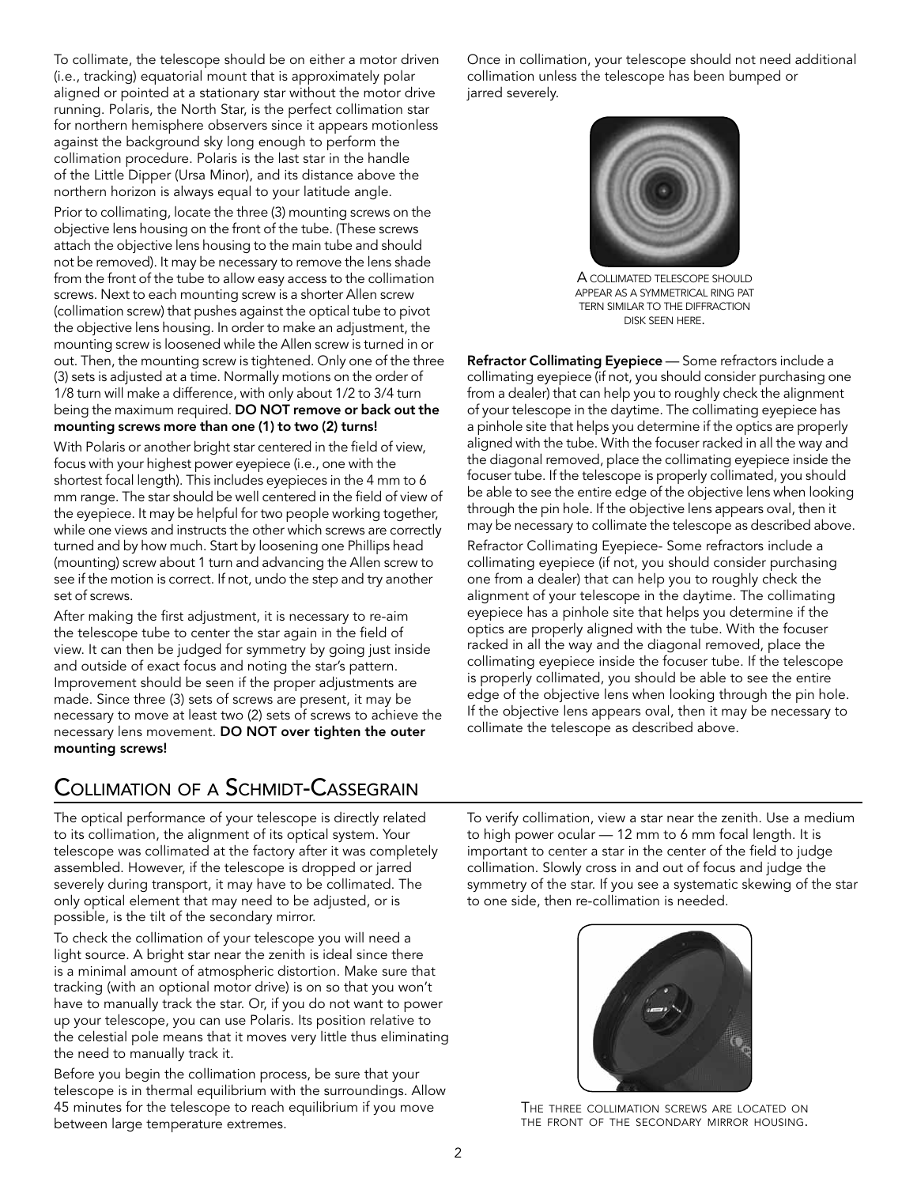To collimate, the telescope should be on either a motor driven (i.e., tracking) equatorial mount that is approximately polar aligned or pointed at a stationary star without the motor drive running. Polaris, the North Star, is the perfect collimation star for northern hemisphere observers since it appears motionless against the background sky long enough to perform the collimation procedure. Polaris is the last star in the handle of the Little Dipper (Ursa Minor), and its distance above the northern horizon is always equal to your latitude angle.

Prior to collimating, locate the three (3) mounting screws on the objective lens housing on the front of the tube. (These screws attach the objective lens housing to the main tube and should not be removed). It may be necessary to remove the lens shade from the front of the tube to allow easy access to the collimation screws. Next to each mounting screw is a shorter Allen screw (collimation screw) that pushes against the optical tube to pivot the objective lens housing. In order to make an adjustment, the mounting screw is loosened while the Allen screw is turned in or out. Then, the mounting screw is tightened. Only one of the three (3) sets is adjusted at a time. Normally motions on the order of 1/8 turn will make a difference, with only about 1/2 to 3/4 turn being the maximum required. **DO NOT remove or back out the mounting screws more than one (1) to two (2) turns!**

With Polaris or another bright star centered in the field of view, focus with your highest power eyepiece (i.e., one with the shortest focal length). This includes eyepieces in the 4 mm to 6 mm range. The star should be well centered in the field of view of the eyepiece. It may be helpful for two people working together, while one views and instructs the other which screws are correctly turned and by how much. Start by loosening one Phillips head (mounting) screw about 1 turn and advancing the Allen screw to see if the motion is correct. If not, undo the step and try another set of screws.

After making the first adjustment, it is necessary to re-aim the telescope tube to center the star again in the field of view. It can then be judged for symmetry by going just inside and outside of exact focus and noting the star's pattern. Improvement should be seen if the proper adjustments are made. Since three (3) sets of screws are present, it may be necessary to move at least two (2) sets of screws to achieve the necessary lens movement. **DO NOT over tighten the outer mounting screws!**

Once in collimation, your telescope should not need additional collimation unless the telescope has been bumped or jarred severely.

A collimated telescope should appear as a symmetrical ring pat tern similar to the diffraction disk seen here.

**Refractor Collimating Eyepiece** — Some refractors include a collimating eyepiece (if not, you should consider purchasing one from a dealer) that can help you to roughly check the alignment of your telescope in the daytime. The collimating eyepiece has a pinhole site that helps you determine if the optics are properly aligned with the tube. With the focuser racked in all the way and the diagonal removed, place the collimating eyepiece inside the focuser tube. If the telescope is properly collimated, you should be able to see the entire edge of the objective lens when looking through the pin hole. If the objective lens appears oval, then it may be necessary to collimate the telescope as described above.

Refractor Collimating Eyepiece- Some refractors include a collimating eyepiece (if not, you should consider purchasing one from a dealer) that can help you to roughly check the alignment of your telescope in the daytime. The collimating eyepiece has a pinhole site that helps you determine if the optics are properly aligned with the tube. With the focuser racked in all the way and the diagonal removed, place the collimating eyepiece inside the focuser tube. If the telescope is properly collimated, you should be able to see the entire edge of the objective lens when looking through the pin hole. If the objective lens appears oval, then it may be necessary to collimate the telescope as described above.

## Collimation of a Schmidt-Cassegrain

The optical performance of your telescope is directly related to its collimation, the alignment of its optical system. Your telescope was collimated at the factory after it was completely assembled. However, if the telescope is dropped or jarred severely during transport, it may have to be collimated. The only optical element that may need to be adjusted, or is possible, is the tilt of the secondary mirror.

To check the collimation of your telescope you will need a light source. A bright star near the zenith is ideal since there is a minimal amount of atmospheric distortion. Make sure that tracking (with an optional motor drive) is on so that you won't have to manually track the star. Or, if you do not want to power up your telescope, you can use Polaris. Its position relative to the celestial pole means that it moves very little thus eliminating the need to manually track it.

Before you begin the collimation process, be sure that your telescope is in thermal equilibrium with the surroundings. Allow 45 minutes for the telescope to reach equilibrium if you move between large temperature extremes.

To verify collimation, view a star near the zenith. Use a medium to high power ocular — 12 mm to 6 mm focal length. It is important to center a star in the center of the field to judge collimation. Slowly cross in and out of focus and judge the symmetry of the star. If you see a systematic skewing of the star to one side, then re-collimation is needed.

The three collimation screws are located on the front of the secondary mirror housing.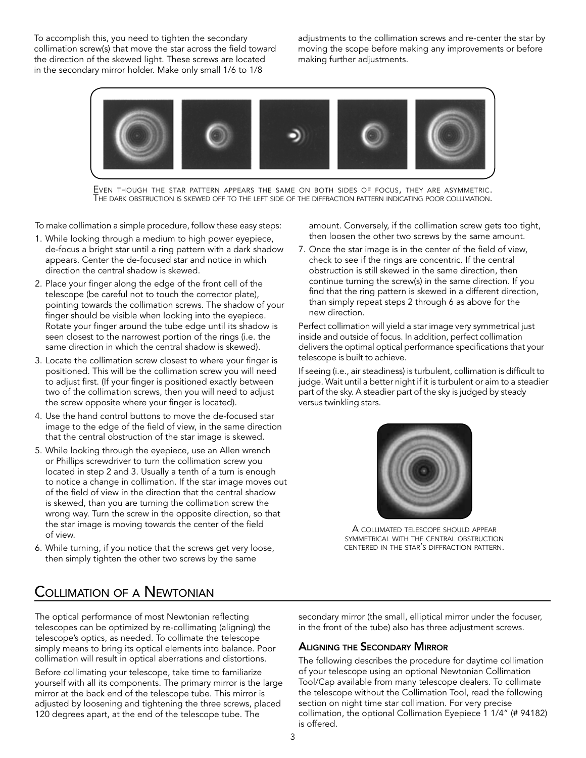To accomplish this, you need to tighten the secondary collimation screw(s) that move the star across the field toward the direction of the skewed light. These screws are located in the secondary mirror holder. Make only small 1/6 to 1/8 adjustments to the collimation screws and re-center the star by moving the scope before making any improvements or before making further adjustments.

EVEN THOUGH THE STAR PATTERN APPEARS THE SAME ON BOTH SIDES OF FOCUS, THEY ARE ASYMMETRIC. THE DARK OBSTRUCTION IS SKEWED OFF TO THE LEFT SIDE OF THE DIFFRACTION PATTERN INDICATING POOR COLLIMATION.

To make collimation a simple procedure, follow these easy steps:

1. While looking through a medium to high power eyepiece, de-focus a bright star until a ring pattern with a dark shadow appears. Center the de-focused star and notice in which direction the central shadow is skewed.
2. Place your finger along the edge of the front cell of the telescope (be careful not to touch the corrector plate), pointing towards the collimation screws. The shadow of your finger should be visible when looking into the eyepiece. Rotate your finger around the tube edge until its shadow is seen closest to the narrowest portion of the rings (i.e. the same direction in which the central shadow is skewed).
3. Locate the collimation screw closest to where your finger is positioned. This will be the collimation screw you will need to adjust first. (If your finger is positioned exactly between two of the collimation screws, then you will need to adjust the screw opposite where your finger is located).
4. Use the hand control buttons to move the de-focused star image to the edge of the field of view, in the same direction that the central obstruction of the star image is skewed.
5. While looking through the eyepiece, use an Allen wrench or Phillips screwdriver to turn the collimation screw you located in step 2 and 3. Usually a tenth of a turn is enough to notice a change in collimation. If the star image moves out of the field of view in the direction that the central shadow is skewed, than you are turning the collimation screw the wrong way. Turn the screw in the opposite direction, so that the star image is moving towards the center of the field of view.
6. While turning, if you notice that the screws get very loose, then simply tighten the other two screws by the same amount. Conversely, if the collimation screw gets too tight, then loosen the other two screws by the same amount.
7. Once the star image is in the center of the field of view, check to see if the rings are concentric. If the central obstruction is still skewed in the same direction, then continue turning the screw(s) in the same direction. If you find that the ring pattern is skewed in a different direction, than simply repeat steps 2 through 6 as above for the new direction.

Perfect collimation will yield a star image very symmetrical just inside and outside of focus. In addition, perfect collimation delivers the optimal optical performance specifications that your telescope is built to achieve.

If seeing (i.e., air steadiness) is turbulent, collimation is difficult to judge. Wait until a better night if it is turbulent or aim to a steadier part of the sky. A steadier part of the sky is judged by steady versus twinkling stars.

A COLLIMATED TELESCOPE SHOULD APPEAR SYMMETRICAL WITH THE CENTRAL OBSTRUCTION CENTERED IN THE STAR'S DIFFRACTION PATTERN.

## COLLIMATION OF A NEWTONIAN

The optical performance of most Newtonian reflecting telescopes can be optimized by re-collimating (aligning) the telescope's optics, as needed. To collimate the telescope simply means to bring its optical elements into balance. Poor collimation will result in optical aberrations and distortions.

Before collimating your telescope, take time to familiarize yourself with all its components. The primary mirror is the large mirror at the back end of the telescope tube. This mirror is adjusted by loosening and tightening the three screws, placed 120 degrees apart, at the end of the telescope tube. The secondary mirror (the small, elliptical mirror under the focuser, in the front of the tube) also has three adjustment screws.

### ALIGNING THE SECONDARY MIRROR

The following describes the procedure for daytime collimation of your telescope using an optional Newtonian Collimation Tool/Cap available from many telescope dealers. To collimate the telescope without the Collimation Tool, read the following section on night time star collimation. For very precise collimation, the optional Collimation Eyepiece 1 1/4" (# 94182) is offered.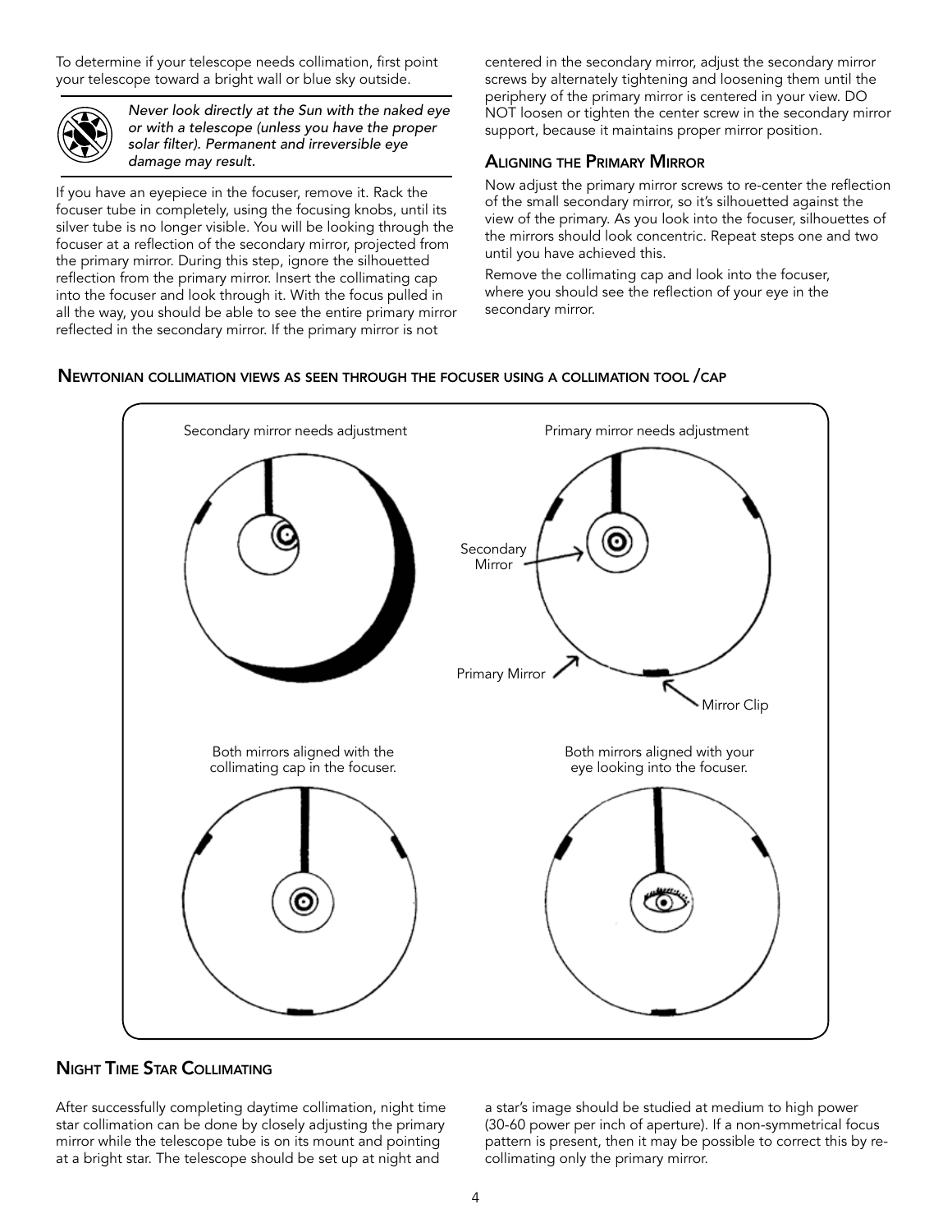To determine if your telescope needs collimation, first point your telescope toward a bright wall or blue sky outside.

*Never look directly at the Sun with the naked eye or with a telescope (unless you have the proper solar filter). Permanent and irreversible eye damage may result.*

If you have an eyepiece in the focuser, remove it. Rack the focuser tube in completely, using the focusing knobs, until its silver tube is no longer visible. You will be looking through the focuser at a reflection of the secondary mirror, projected from the primary mirror. During this step, ignore the silhouetted reflection from the primary mirror. Insert the collimating cap into the focuser and look through it. With the focus pulled in all the way, you should be able to see the entire primary mirror reflected in the secondary mirror. If the primary mirror is not centered in the secondary mirror, adjust the secondary mirror screws by alternately tightening and loosening them until the periphery of the primary mirror is centered in your view. DO NOT loosen or tighten the center screw in the secondary mirror support, because it maintains proper mirror position.

## Aligning the Primary Mirror

Now adjust the primary mirror screws to re-center the reflection of the small secondary mirror, so it's silhouetted against the view of the primary. As you look into the focuser, silhouettes of the mirrors should look concentric. Repeat steps one and two until you have achieved this.

Remove the collimating cap and look into the focuser, where you should see the reflection of your eye in the secondary mirror.

## Newtonian collimation views as seen through the focuser using a collimation tool / cap

Secondary mirror needs adjustment

Primary mirror needs adjustment

Secondary Mirror

Primary Mirror

Mirror Clip

Both mirrors aligned with the collimating cap in the focuser.

Both mirrors aligned with your eye looking into the focuser.

## Night Time Star Collimating

After successfully completing daytime collimation, night time star collimation can be done by closely adjusting the primary mirror while the telescope tube is on its mount and pointing at a bright star. The telescope should be set up at night and a star's image should be studied at medium to high power (30-60 power per inch of aperture). If a non-symmetrical focus pattern is present, then it may be possible to correct this by re-collimating only the primary mirror.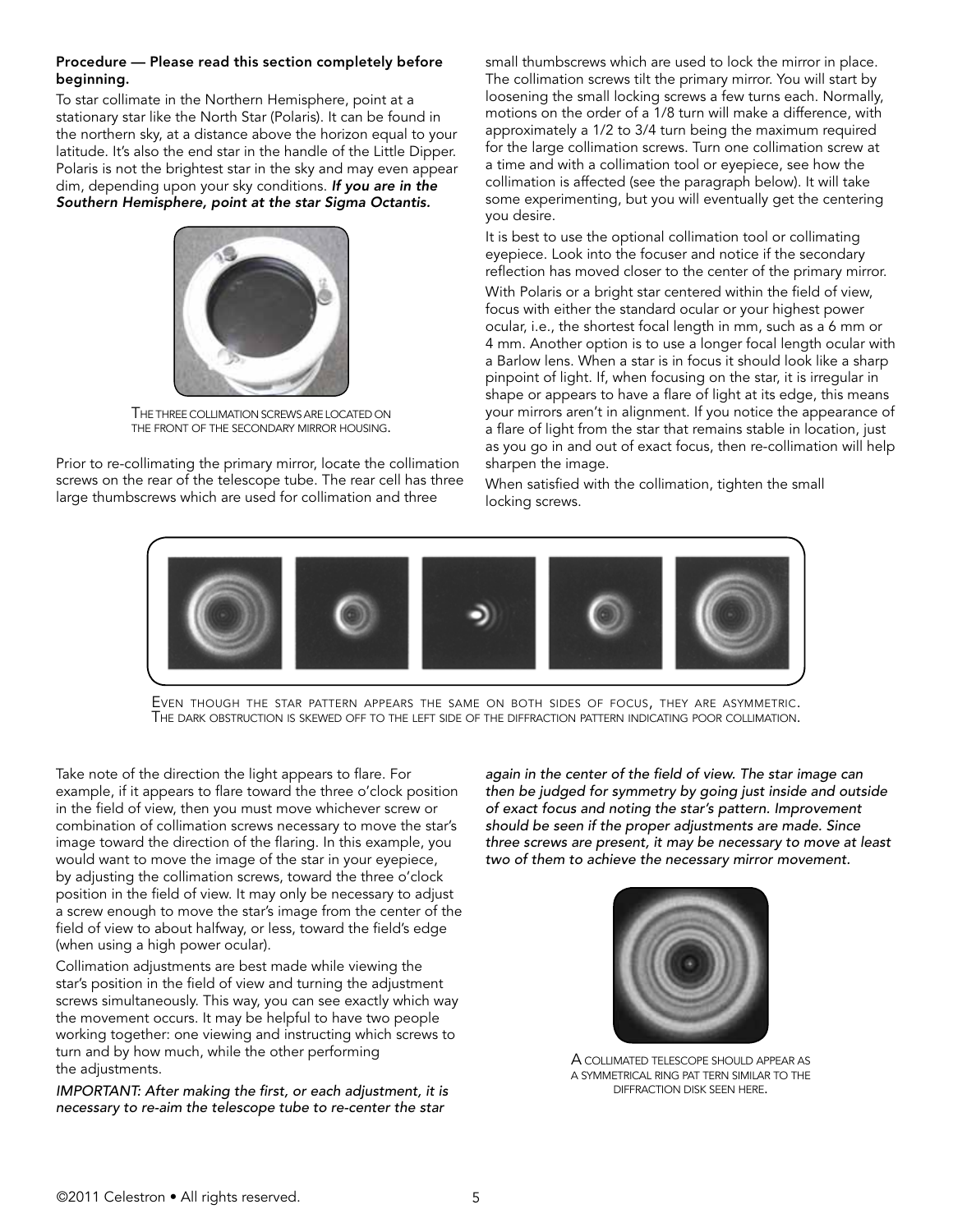**Procedure — Please read this section completely before beginning.**

To star collimate in the Northern Hemisphere, point at a stationary star like the North Star (Polaris). It can be found in the northern sky, at a distance above the horizon equal to your latitude. It's also the end star in the handle of the Little Dipper. Polaris is not the brightest star in the sky and may even appear dim, depending upon your sky conditions. ***If you are in the Southern Hemisphere, point at the star Sigma Octantis.***

THE THREE COLLIMATION SCREWS ARE LOCATED ON THE FRONT OF THE SECONDARY MIRROR HOUSING.

Prior to re-collimating the primary mirror, locate the collimation screws on the rear of the telescope tube. The rear cell has three large thumbscrews which are used for collimation and three small thumbscrews which are used to lock the mirror in place. The collimation screws tilt the primary mirror. You will start by loosening the small locking screws a few turns each. Normally, motions on the order of a 1/8 turn will make a difference, with approximately a 1/2 to 3/4 turn being the maximum required for the large collimation screws. Turn one collimation screw at a time and with a collimation tool or eyepiece, see how the collimation is affected (see the paragraph below). It will take some experimenting, but you will eventually get the centering you desire.

It is best to use the optional collimation tool or collimating eyepiece. Look into the focuser and notice if the secondary reflection has moved closer to the center of the primary mirror.

With Polaris or a bright star centered within the field of view, focus with either the standard ocular or your highest power ocular, i.e., the shortest focal length in mm, such as a 6 mm or 4 mm. Another option is to use a longer focal length ocular with a Barlow lens. When a star is in focus it should look like a sharp pinpoint of light. If, when focusing on the star, it is irregular in shape or appears to have a flare of light at its edge, this means your mirrors aren't in alignment. If you notice the appearance of a flare of light from the star that remains stable in location, just as you go in and out of exact focus, then re-collimation will help sharpen the image.

When satisfied with the collimation, tighten the small locking screws.

EVEN THOUGH THE STAR PATTERN APPEARS THE SAME ON BOTH SIDES OF FOCUS, THEY ARE ASYMMETRIC. THE DARK OBSTRUCTION IS SKEWED OFF TO THE LEFT SIDE OF THE DIFFRACTION PATTERN INDICATING POOR COLLIMATION.

Take note of the direction the light appears to flare. For example, if it appears to flare toward the three o'clock position in the field of view, then you must move whichever screw or combination of collimation screws necessary to move the star's image toward the direction of the flaring. In this example, you would want to move the image of the star in your eyepiece, by adjusting the collimation screws, toward the three o'clock position in the field of view. It may only be necessary to adjust a screw enough to move the star's image from the center of the field of view to about halfway, or less, toward the field's edge (when using a high power ocular).

Collimation adjustments are best made while viewing the star's position in the field of view and turning the adjustment screws simultaneously. This way, you can see exactly which way the movement occurs. It may be helpful to have two people working together: one viewing and instructing which screws to turn and by how much, while the other performing the adjustments.

*IMPORTANT: After making the first, or each adjustment, it is necessary to re-aim the telescope tube to re-center the star again in the center of the field of view. The star image can then be judged for symmetry by going just inside and outside of exact focus and noting the star's pattern. Improvement should be seen if the proper adjustments are made. Since three screws are present, it may be necessary to move at least two of them to achieve the necessary mirror movement.*

A COLLIMATED TELESCOPE SHOULD APPEAR AS A SYMMETRICAL RING PATTERN SIMILAR TO THE DIFFRACTION DISK SEEN HERE.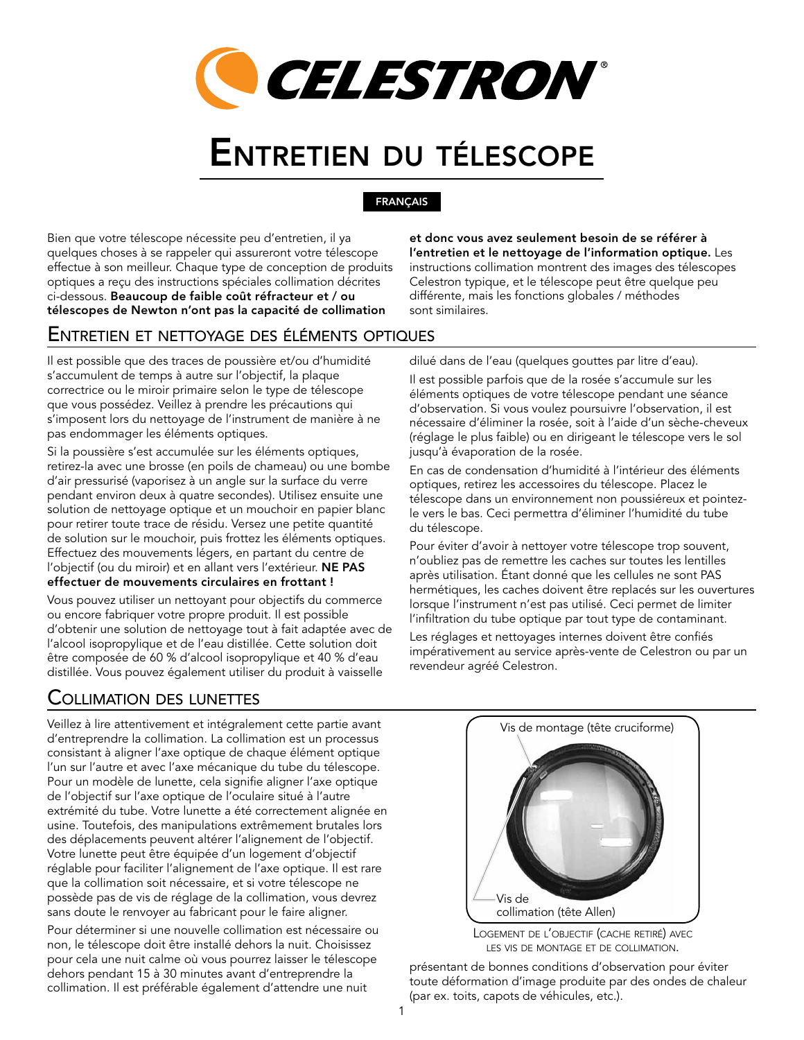# Entretien du télescope

**FRANÇAIS**

Bien que votre télescope nécessite peu d'entretien, il ya quelques choses à se rappeler qui assureront votre télescope effectue à son meilleur. Chaque type de conception de produits optiques a reçu des instructions spéciales collimation décrites ci-dessous. **Beaucoup de faible coût réfracteur et / ou télescopes de Newton n'ont pas la capacité de collimation et donc vous avez seulement besoin de se référer à l'entretien et le nettoyage de l'information optique.** Les instructions collimation montrent des images des télescopes Celestron typique, et le télescope peut être quelque peu différente, mais les fonctions globales / méthodes sont similaires.

## Entretien et nettoyage des éléments optiques

Il est possible que des traces de poussière et/ou d'humidité s'accumulent de temps à autre sur l'objectif, la plaque correctrice ou le miroir primaire selon le type de télescope que vous possédez. Veillez à prendre les précautions qui s'imposent lors du nettoyage de l'instrument de manière à ne pas endommager les éléments optiques.

Si la poussière s'est accumulée sur les éléments optiques, retirez-la avec une brosse (en poils de chameau) ou une bombe d'air pressurisé (vaporisez à un angle sur la surface du verre pendant environ deux à quatre secondes). Utilisez ensuite une solution de nettoyage optique et un mouchoir en papier blanc pour retirer toute trace de résidu. Versez une petite quantité de solution sur le mouchoir, puis frottez les éléments optiques. Effectuez des mouvements légers, en partant du centre de l'objectif (ou du miroir) et en allant vers l'extérieur. **NE PAS effectuer de mouvements circulaires en frottant !**

Vous pouvez utiliser un nettoyant pour objectifs du commerce ou encore fabriquer votre propre produit. Il est possible d'obtenir une solution de nettoyage tout à fait adaptée avec de l'alcool isopropylique et de l'eau distillée. Cette solution doit être composée de 60 % d'alcool isopropylique et 40 % d'eau distillée. Vous pouvez également utiliser du produit à vaisselle dilué dans de l'eau (quelques gouttes par litre d'eau).

Il est possible parfois que de la rosée s'accumule sur les éléments optiques de votre télescope pendant une séance d'observation. Si vous voulez poursuivre l'observation, il est nécessaire d'éliminer la rosée, soit à l'aide d'un sèche-cheveux (réglage le plus faible) ou en dirigeant le télescope vers le sol jusqu'à évaporation de la rosée.

En cas de condensation d'humidité à l'intérieur des éléments optiques, retirez les accessoires du télescope. Placez le télescope dans un environnement non poussiéreux et pointez-le vers le bas. Ceci permettra d'éliminer l'humidité du tube du télescope.

Pour éviter d'avoir à nettoyer votre télescope trop souvent, n'oubliez pas de remettre les caches sur toutes les lentilles après utilisation. Étant donné que les cellules ne sont PAS hermétiques, les caches doivent être replacés sur les ouvertures lorsque l'instrument n'est pas utilisé. Ceci permet de limiter l'infiltration du tube optique par tout type de contaminant.

Les réglages et nettoyages internes doivent être confiés impérativement au service après-vente de Celestron ou par un revendeur agréé Celestron.

## Collimation des lunettes

Veillez à lire attentivement et intégralement cette partie avant d'entreprendre la collimation. La collimation est un processus consistant à aligner l'axe optique de chaque élément optique l'un sur l'autre et avec l'axe mécanique du tube du télescope. Pour un modèle de lunette, cela signifie aligner l'axe optique de l'objectif sur l'axe optique de l'oculaire situé à l'autre extrémité du tube. Votre lunette a été correctement alignée en usine. Toutefois, des manipulations extrêmement brutales lors des déplacements peuvent altérer l'alignement de l'objectif. Votre lunette peut être équipée d'un logement d'objectif réglable pour faciliter l'alignement de l'axe optique. Il est rare que la collimation soit nécessaire, et si votre télescope ne possède pas de vis de réglage de la collimation, vous devrez sans doute le renvoyer au fabricant pour le faire aligner.

Pour déterminer si une nouvelle collimation est nécessaire ou non, le télescope doit être installé dehors la nuit. Choisissez pour cela une nuit calme où vous pourrez laisser le télescope dehors pendant 15 à 30 minutes avant d'entreprendre la collimation. Il est préférable également d'attendre une nuit présentant de bonnes conditions d'observation pour éviter toute déformation d'image produite par des ondes de chaleur (par ex. toits, capots de véhicules, etc.).

Vis de montage (tête cruciforme)

Vis de collimation (tête Allen)

Logement de l'objectif (cache retiré) avec les vis de montage et de collimation.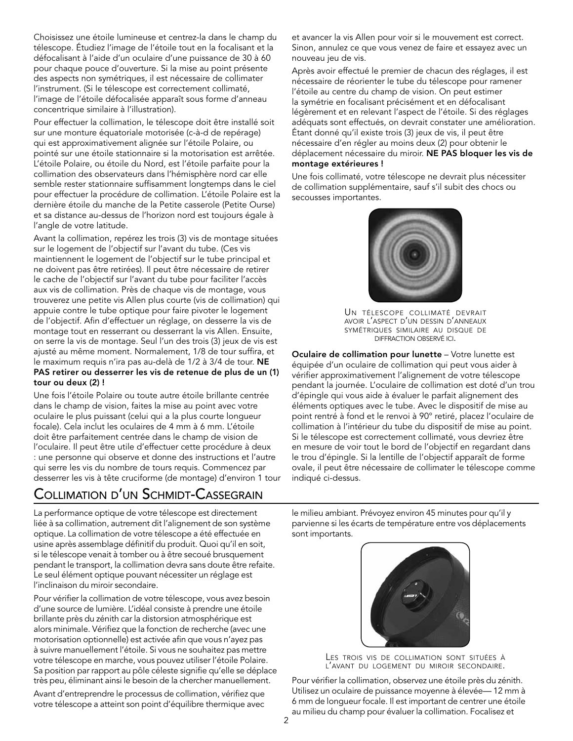Choisissez une étoile lumineuse et centrez-la dans le champ du télescope. Étudiez l'image de l'étoile tout en la focalisant et la défocalisant à l'aide d'un oculaire d'une puissance de 30 à 60 pour chaque pouce d'ouverture. Si la mise au point présente des aspects non symétriques, il est nécessaire de collimater l'instrument. (Si le télescope est correctement collimaté, l'image de l'étoile défocalisée apparaît sous forme d'anneau concentrique similaire à l'illustration).

Pour effectuer la collimation, le télescope doit être installé soit sur une monture équatoriale motorisée (c-à-d de repérage) qui est approximativement alignée sur l'étoile Polaire, ou pointé sur une étoile stationnaire si la motorisation est arrêtée. L'étoile Polaire, ou étoile du Nord, est l'étoile parfaite pour la collimation des observateurs dans l'hémisphère nord car elle semble rester stationnaire suffisamment longtemps dans le ciel pour effectuer la procédure de collimation. L'étoile Polaire est la dernière étoile du manche de la Petite casserole (Petite Ourse) et sa distance au-dessus de l'horizon nord est toujours égale à l'angle de votre latitude.

Avant la collimation, repérez les trois (3) vis de montage situées sur le logement de l'objectif sur l'avant du tube. (Ces vis maintiennent le logement de l'objectif sur le tube principal et ne doivent pas être retirées). Il peut être nécessaire de retirer le cache de l'objectif sur l'avant du tube pour faciliter l'accès aux vis de collimation. Près de chaque vis de montage, vous trouverez une petite vis Allen plus courte (vis de collimation) qui appuie contre le tube optique pour faire pivoter le logement de l'objectif. Afin d'effectuer un réglage, on desserre la vis de montage tout en resserrant ou desserrant la vis Allen. Ensuite, on serre la vis de montage. Seul l'un des trois (3) jeux de vis est ajusté au même moment. Normalement, 1/8 de tour suffira, et le maximum requis n'ira pas au-delà de 1/2 à 3/4 de tour. **NE PAS retirer ou desserrer les vis de retenue de plus de un (1) tour ou deux (2) !**

Une fois l'étoile Polaire ou toute autre étoile brillante centrée dans le champ de vision, faites la mise au point avec votre oculaire le plus puissant (celui qui a la plus courte longueur focale). Cela inclut les oculaires de 4 mm à 6 mm. L'étoile doit être parfaitement centrée dans le champ de vision de l'oculaire. Il peut être utile d'effectuer cette procédure à deux : une personne qui observe et donne des instructions et l'autre qui serre les vis du nombre de tours requis. Commencez par desserrer les vis à tête cruciforme (de montage) d'environ 1 tour et avancer la vis Allen pour voir si le mouvement est correct. Sinon, annulez ce que vous venez de faire et essayez avec un nouveau jeu de vis.

Après avoir effectué le premier de chacun des réglages, il est nécessaire de réorienter le tube du télescope pour ramener l'étoile au centre du champ de vision. On peut estimer la symétrie en focalisant précisément et en défocalisant légèrement et en relevant l'aspect de l'étoile. Si des réglages adéquats sont effectués, on devrait constater une amélioration. Étant donné qu'il existe trois (3) jeux de vis, il peut être nécessaire d'en régler au moins deux (2) pour obtenir le déplacement nécessaire du miroir. **NE PAS bloquer les vis de montage extérieures !**

Une fois collimaté, votre télescope ne devrait plus nécessiter de collimation supplémentaire, sauf s'il subit des chocs ou secousses importantes.

UN TÉLESCOPE COLLIMATÉ DEVRAIT AVOIR L'ASPECT D'UN DESSIN D'ANNEAUX SYMÉTRIQUES SIMILAIRE AU DISQUE DE DIFFRACTION OBSERVÉ ICI.

**Oculaire de collimation pour lunette** – Votre lunette est équipée d'un oculaire de collimation qui peut vous aider à vérifier approximativement l'alignement de votre télescope pendant la journée. L'oculaire de collimation est doté d'un trou d'épingle qui vous aide à évaluer le parfait alignement des éléments optiques avec le tube. Avec le dispositif de mise au point rentré à fond et le renvoi à 90° retiré, placez l'oculaire de collimation à l'intérieur du tube du dispositif de mise au point. Si le télescope est correctement collimaté, vous devriez être en mesure de voir tout le bord de l'objectif en regardant dans le trou d'épingle. Si la lentille de l'objectif apparaît de forme ovale, il peut être nécessaire de collimater le télescope comme indiqué ci-dessus.

# COLLIMATION D'UN SCHMIDT-CASSEGRAIN

La performance optique de votre télescope est directement liée à sa collimation, autrement dit l'alignement de son système optique. La collimation de votre télescope a été effectuée en usine après assemblage définitif du produit. Quoi qu'il en soit, si le télescope venait à tomber ou à être secoué brusquement pendant le transport, la collimation devra sans doute être refaite. Le seul élément optique pouvant nécessiter un réglage est l'inclinaison du miroir secondaire.

Pour vérifier la collimation de votre télescope, vous avez besoin d'une source de lumière. L'idéal consiste à prendre une étoile brillante près du zénith car la distorsion atmosphérique est alors minimale. Vérifiez que la fonction de recherche (avec une motorisation optionnelle) est activée afin que vous n'ayez pas à suivre manuellement l'étoile. Si vous ne souhaitez pas mettre votre télescope en marche, vous pouvez utiliser l'étoile Polaire. Sa position par rapport au pôle céleste signifie qu'elle se déplace très peu, éliminant ainsi le besoin de la chercher manuellement.

Avant d'entreprendre le processus de collimation, vérifiez que votre télescope a atteint son point d'équilibre thermique avec le milieu ambiant. Prévoyez environ 45 minutes pour qu'il y parvienne si les écarts de température entre vos déplacements sont importants.

LES TROIS VIS DE COLLIMATION SONT SITUÉES À L'AVANT DU LOGEMENT DU MIROIR SECONDAIRE.

Pour vérifier la collimation, observez une étoile près du zénith. Utilisez un oculaire de puissance moyenne à élevée— 12 mm à 6 mm de longueur focale. Il est important de centrer une étoile au milieu du champ pour évaluer la collimation. Focalisez et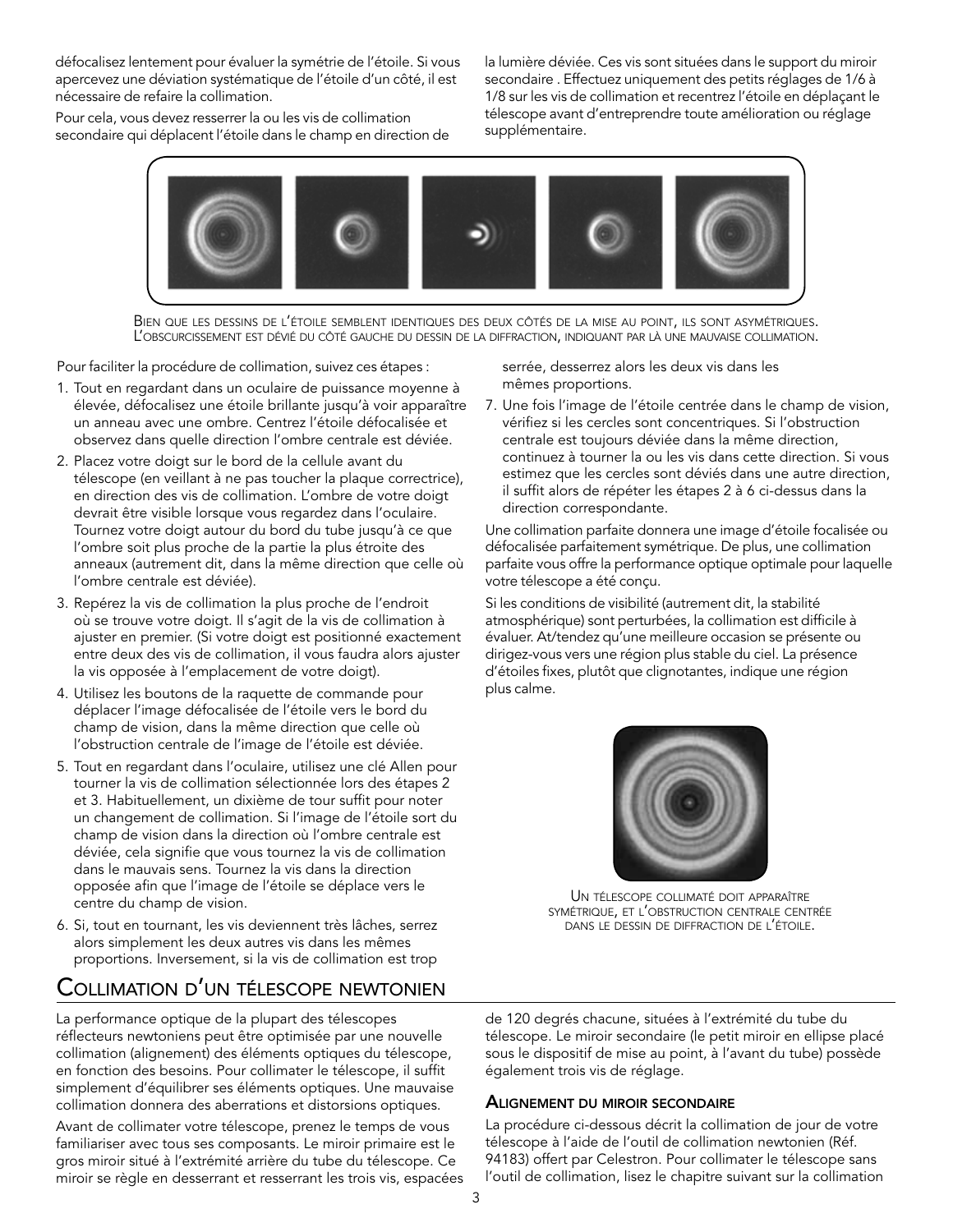défocalisez lentement pour évaluer la symétrie de l'étoile. Si vous apercevez une déviation systématique de l'étoile d'un côté, il est nécessaire de refaire la collimation.

Pour cela, vous devez resserrer la ou les vis de collimation secondaire qui déplacent l'étoile dans le champ en direction de la lumière déviée. Ces vis sont situées dans le support du miroir secondaire . Effectuez uniquement des petits réglages de 1/6 à 1/8 sur les vis de collimation et recentrez l'étoile en déplaçant le télescope avant d'entreprendre toute amélioration ou réglage supplémentaire.

BIEN QUE LES DESSINS DE L'ÉTOILE SEMBLENT IDENTIQUES DES DEUX CÔTÉS DE LA MISE AU POINT, ILS SONT ASYMÉTRIQUES. L'OBSCURCISSEMENT EST DÉVIÉ DU CÔTÉ GAUCHE DU DESSIN DE LA DIFFRACTION, INDIQUANT PAR LÀ UNE MAUVAISE COLLIMATION.

Pour faciliter la procédure de collimation, suivez ces étapes :

1. Tout en regardant dans un oculaire de puissance moyenne à élevée, défocalisez une étoile brillante jusqu'à voir apparaître un anneau avec une ombre. Centrez l'étoile défocalisée et observez dans quelle direction l'ombre centrale est déviée.
2. Placez votre doigt sur le bord de la cellule avant du télescope (en veillant à ne pas toucher la plaque correctrice), en direction des vis de collimation. L'ombre de votre doigt devrait être visible lorsque vous regardez dans l'oculaire. Tournez votre doigt autour du bord du tube jusqu'à ce que l'ombre soit plus proche de la partie la plus étroite des anneaux (autrement dit, dans la même direction que celle où l'ombre centrale est déviée).
3. Repérez la vis de collimation la plus proche de l'endroit où se trouve votre doigt. Il s'agit de la vis de collimation à ajuster en premier. (Si votre doigt est positionné exactement entre deux des vis de collimation, il vous faudra alors ajuster la vis opposée à l'emplacement de votre doigt).
4. Utilisez les boutons de la raquette de commande pour déplacer l'image défocalisée de l'étoile vers le bord du champ de vision, dans la même direction que celle où l'obstruction centrale de l'image de l'étoile est déviée.
5. Tout en regardant dans l'oculaire, utilisez une clé Allen pour tourner la vis de collimation sélectionnée lors des étapes 2 et 3. Habituellement, un dixième de tour suffit pour noter un changement de collimation. Si l'image de l'étoile sort du champ de vision dans la direction où l'ombre centrale est déviée, cela signifie que vous tournez la vis de collimation dans le mauvais sens. Tournez la vis dans la direction opposée afin que l'image de l'étoile se déplace vers le centre du champ de vision.
6. Si, tout en tournant, les vis deviennent très lâches, serrez alors simplement les deux autres vis dans les mêmes proportions. Inversement, si la vis de collimation est trop serrée, desserrez alors les deux vis dans les mêmes proportions.
7. Une fois l'image de l'étoile centrée dans le champ de vision, vérifiez si les cercles sont concentriques. Si l'obstruction centrale est toujours déviée dans la même direction, continuez à tourner la ou les vis dans cette direction. Si vous estimez que les cercles sont déviés dans une autre direction, il suffit alors de répéter les étapes 2 à 6 ci-dessus dans la direction correspondante.

Une collimation parfaite donnera une image d'étoile focalisée ou défocalisée parfaitement symétrique. De plus, une collimation parfaite vous offre la performance optique optimale pour laquelle votre télescope a été conçu.

Si les conditions de visibilité (autrement dit, la stabilité atmosphérique) sont perturbées, la collimation est difficile à évaluer. At/tendez qu'une meilleure occasion se présente ou dirigez-vous vers une région plus stable du ciel. La présence d'étoiles fixes, plutôt que clignotantes, indique une région plus calme.

UN TÉLESCOPE COLLIMATÉ DOIT APPARAÎTRE SYMÉTRIQUE, ET L'OBSTRUCTION CENTRALE CENTRÉE DANS LE DESSIN DE DIFFRACTION DE L'ÉTOILE.

## COLLIMATION D'UN TÉLESCOPE NEWTONIEN

La performance optique de la plupart des télescopes réflecteurs newtoniens peut être optimisée par une nouvelle collimation (alignement) des éléments optiques du télescope, en fonction des besoins. Pour collimater le télescope, il suffit simplement d'équilibrer ses éléments optiques. Une mauvaise collimation donnera des aberrations et distorsions optiques.

Avant de collimater votre télescope, prenez le temps de vous familiariser avec tous ses composants. Le miroir primaire est le gros miroir situé à l'extrémité arrière du tube du télescope. Ce miroir se règle en desserrant et resserrant les trois vis, espacées de 120 degrés chacune, situées à l'extrémité du tube du télescope. Le miroir secondaire (le petit miroir en ellipse placé sous le dispositif de mise au point, à l'avant du tube) possède également trois vis de réglage.

### ALIGNEMENT DU MIROIR SECONDAIRE

La procédure ci-dessous décrit la collimation de jour de votre télescope à l'aide de l'outil de collimation newtonien (Réf. 94183) offert par Celestron. Pour collimater le télescope sans l'outil de collimation, lisez le chapitre suivant sur la collimation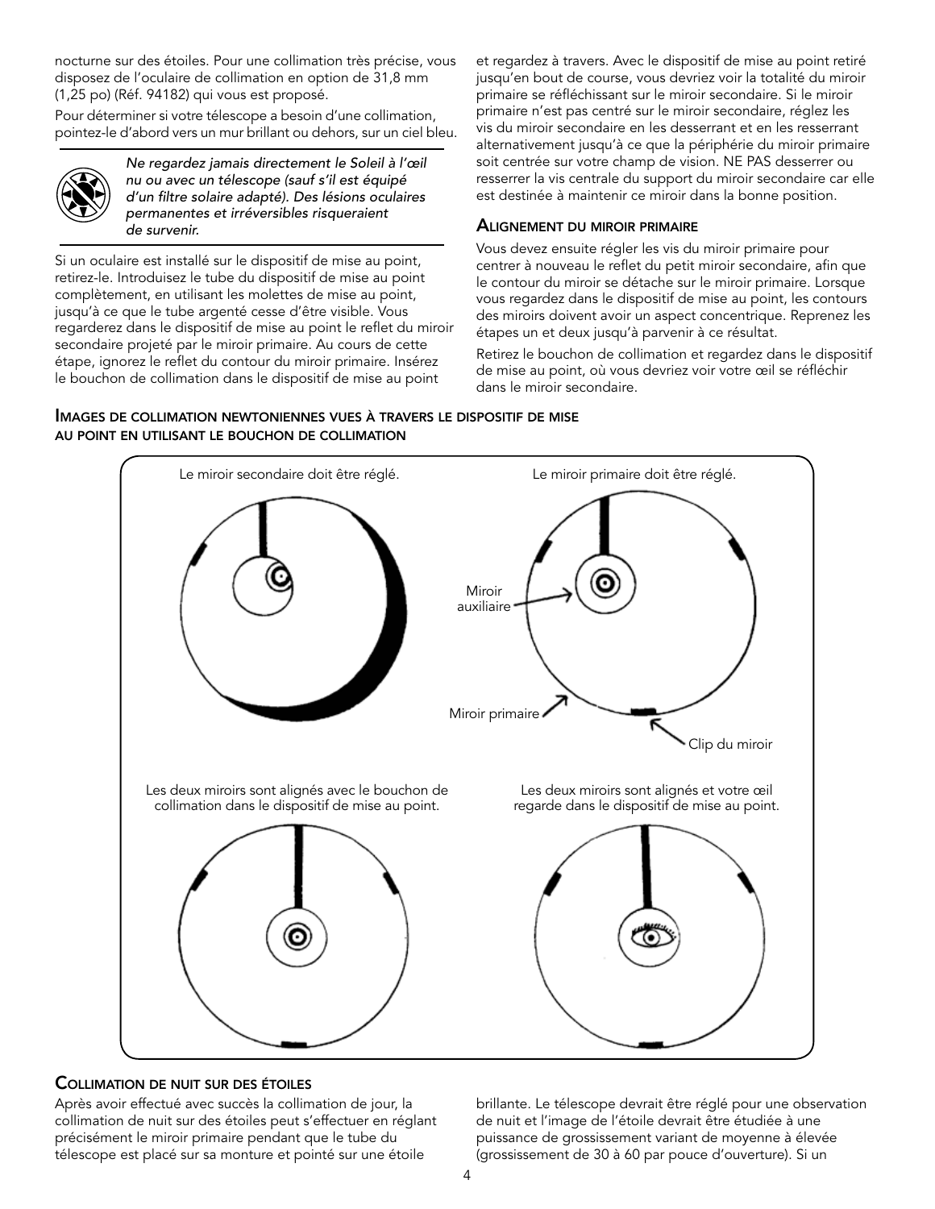nocturne sur des étoiles. Pour une collimation très précise, vous disposez de l'oculaire de collimation en option de 31,8 mm (1,25 po) (Réf. 94182) qui vous est proposé.

Pour déterminer si votre télescope a besoin d'une collimation, pointez-le d'abord vers un mur brillant ou dehors, sur un ciel bleu.

*Ne regardez jamais directement le Soleil à l'œil nu ou avec un télescope (sauf s'il est équipé d'un filtre solaire adapté). Des lésions oculaires permanentes et irréversibles risqueraient de survenir.*

Si un oculaire est installé sur le dispositif de mise au point, retirez-le. Introduisez le tube du dispositif de mise au point complètement, en utilisant les molettes de mise au point, jusqu'à ce que le tube argenté cesse d'être visible. Vous regarderez dans le dispositif de mise au point le reflet du miroir secondaire projeté par le miroir primaire. Au cours de cette étape, ignorez le reflet du contour du miroir primaire. Insérez le bouchon de collimation dans le dispositif de mise au point et regardez à travers. Avec le dispositif de mise au point retiré jusqu'en bout de course, vous devriez voir la totalité du miroir primaire se réfléchissant sur le miroir secondaire. Si le miroir primaire n'est pas centré sur le miroir secondaire, réglez les vis du miroir secondaire en les desserrant et en les resserrant alternativement jusqu'à ce que la périphérie du miroir primaire soit centrée sur votre champ de vision. NE PAS desserrer ou resserrer la vis centrale du support du miroir secondaire car elle est destinée à maintenir ce miroir dans la bonne position.

### Alignement du miroir primaire

Vous devez ensuite régler les vis du miroir primaire pour centrer à nouveau le reflet du petit miroir secondaire, afin que le contour du miroir se détache sur le miroir primaire. Lorsque vous regardez dans le dispositif de mise au point, les contours des miroirs doivent avoir un aspect concentrique. Reprenez les étapes un et deux jusqu'à parvenir à ce résultat.

Retirez le bouchon de collimation et regardez dans le dispositif de mise au point, où vous devriez voir votre œil se réfléchir dans le miroir secondaire.

### Images de collimation newtoniennes vues à travers le dispositif de mise au point en utilisant le bouchon de collimation

Le miroir secondaire doit être réglé.

Le miroir primaire doit être réglé.

Miroir auxiliaire

Miroir primaire

Clip du miroir

Les deux miroirs sont alignés avec le bouchon de collimation dans le dispositif de mise au point.

Les deux miroirs sont alignés et votre œil regarde dans le dispositif de mise au point.

### Collimation de nuit sur des étoiles

Après avoir effectué avec succès la collimation de jour, la collimation de nuit sur des étoiles peut s'effectuer en réglant précisément le miroir primaire pendant que le tube du télescope est placé sur sa monture et pointé sur une étoile brillante. Le télescope devrait être réglé pour une observation de nuit et l'image de l'étoile devrait être étudiée à une puissance de grossissement variant de moyenne à élevée (grossissement de 30 à 60 par pouce d'ouverture). Si un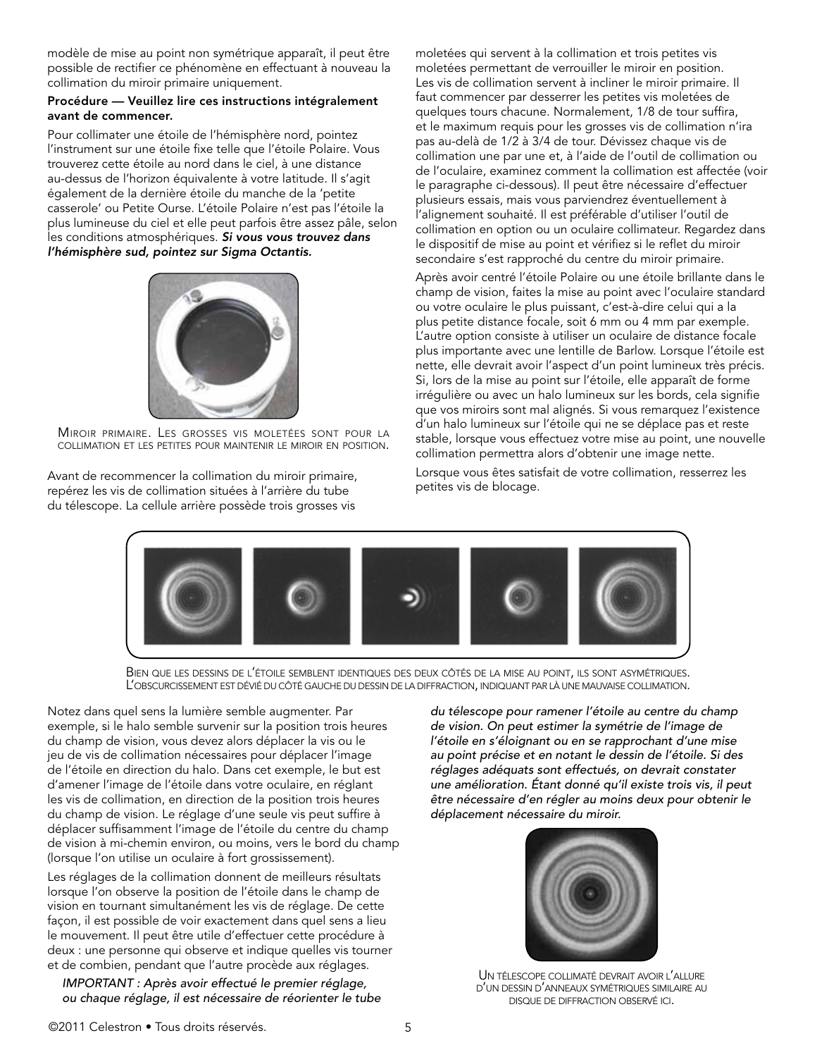modèle de mise au point non symétrique apparaît, il peut être possible de rectifier ce phénomène en effectuant à nouveau la collimation du miroir primaire uniquement.

**Procédure — Veuillez lire ces instructions intégralement avant de commencer.**

Pour collimater une étoile de l'hémisphère nord, pointez l'instrument sur une étoile fixe telle que l'étoile Polaire. Vous trouverez cette étoile au nord dans le ciel, à une distance au-dessus de l'horizon équivalente à votre latitude. Il s'agit également de la dernière étoile du manche de la 'petite casserole' ou Petite Ourse. L'étoile Polaire n'est pas l'étoile la plus lumineuse du ciel et elle peut parfois être assez pâle, selon les conditions atmosphériques. ***Si vous vous trouvez dans l'hémisphère sud, pointez sur Sigma Octantis.***

MIROIR PRIMAIRE. LES GROSSES VIS MOLETÉES SONT POUR LA COLLIMATION ET LES PETITES POUR MAINTENIR LE MIROIR EN POSITION.

Avant de recommencer la collimation du miroir primaire, repérez les vis de collimation situées à l'arrière du tube du télescope. La cellule arrière possède trois grosses vis moletées qui servent à la collimation et trois petites vis moletées permettant de verrouiller le miroir en position. Les vis de collimation servent à incliner le miroir primaire. Il faut commencer par desserrer les petites vis moletées de quelques tours chacune. Normalement, 1/8 de tour suffira, et le maximum requis pour les grosses vis de collimation n'ira pas au-delà de 1/2 à 3/4 de tour. Dévissez chaque vis de collimation une par une et, à l'aide de l'outil de collimation ou de l'oculaire, examinez comment la collimation est affectée (voir le paragraphe ci-dessous). Il peut être nécessaire d'effectuer plusieurs essais, mais vous parviendrez éventuellement à l'alignement souhaité. Il est préférable d'utiliser l'outil de collimation en option ou un oculaire collimateur. Regardez dans le dispositif de mise au point et vérifiez si le reflet du miroir secondaire s'est rapproché du centre du miroir primaire.

Après avoir centré l'étoile Polaire ou une étoile brillante dans le champ de vision, faites la mise au point avec l'oculaire standard ou votre oculaire le plus puissant, c'est-à-dire celui qui a la plus petite distance focale, soit 6 mm ou 4 mm par exemple. L'autre option consiste à utiliser un oculaire de distance focale plus importante avec une lentille de Barlow. Lorsque l'étoile est nette, elle devrait avoir l'aspect d'un point lumineux très précis. Si, lors de la mise au point sur l'étoile, elle apparaît de forme irrégulière ou avec un halo lumineux sur les bords, cela signifie que vos miroirs sont mal alignés. Si vous remarquez l'existence d'un halo lumineux sur l'étoile qui ne se déplace pas et reste stable, lorsque vous effectuez votre mise au point, une nouvelle collimation permettra alors d'obtenir une image nette.

Lorsque vous êtes satisfait de votre collimation, resserrez les petites vis de blocage.

BIEN QUE LES DESSINS DE L'ÉTOILE SEMBLENT IDENTIQUES DES DEUX CÔTÉS DE LA MISE AU POINT, ILS SONT ASYMÉTRIQUES. L'OBSCURCISSEMENT EST DÉVIÉ DU CÔTÉ GAUCHE DU DESSIN DE LA DIFFRACTION, INDIQUANT PAR LÀ UNE MAUVAISE COLLIMATION.

Notez dans quel sens la lumière semble augmenter. Par exemple, si le halo semble survenir sur la position trois heures du champ de vision, vous devez alors déplacer la vis ou le jeu de vis de collimation nécessaires pour déplacer l'image de l'étoile en direction du halo. Dans cet exemple, le but est d'amener l'image de l'étoile dans votre oculaire, en réglant les vis de collimation, en direction de la position trois heures du champ de vision. Le réglage d'une seule vis peut suffire à déplacer suffisamment l'image de l'étoile du centre du champ de vision à mi-chemin environ, ou moins, vers le bord du champ (lorsque l'on utilise un oculaire à fort grossissement).

Les réglages de la collimation donnent de meilleurs résultats lorsque l'on observe la position de l'étoile dans le champ de vision en tournant simultanément les vis de réglage. De cette façon, il est possible de voir exactement dans quel sens a lieu le mouvement. Il peut être utile d'effectuer cette procédure à deux : une personne qui observe et indique quelles vis tourner et de combien, pendant que l'autre procède aux réglages.

*IMPORTANT : Après avoir effectué le premier réglage, ou chaque réglage, il est nécessaire de réorienter le tube du télescope pour ramener l'étoile au centre du champ de vision. On peut estimer la symétrie de l'image de l'étoile en s'éloignant ou en se rapprochant d'une mise au point précise et en notant le dessin de l'étoile. Si des réglages adéquats sont effectués, on devrait constater une amélioration. Étant donné qu'il existe trois vis, il peut être nécessaire d'en régler au moins deux pour obtenir le déplacement nécessaire du miroir.*

UN TÉLESCOPE COLLIMATÉ DEVRAIT AVOIR L'ALLURE D'UN DESSIN D'ANNEAUX SYMÉTRIQUES SIMILAIRE AU DISQUE DE DIFFRACTION OBSERVÉ ICI.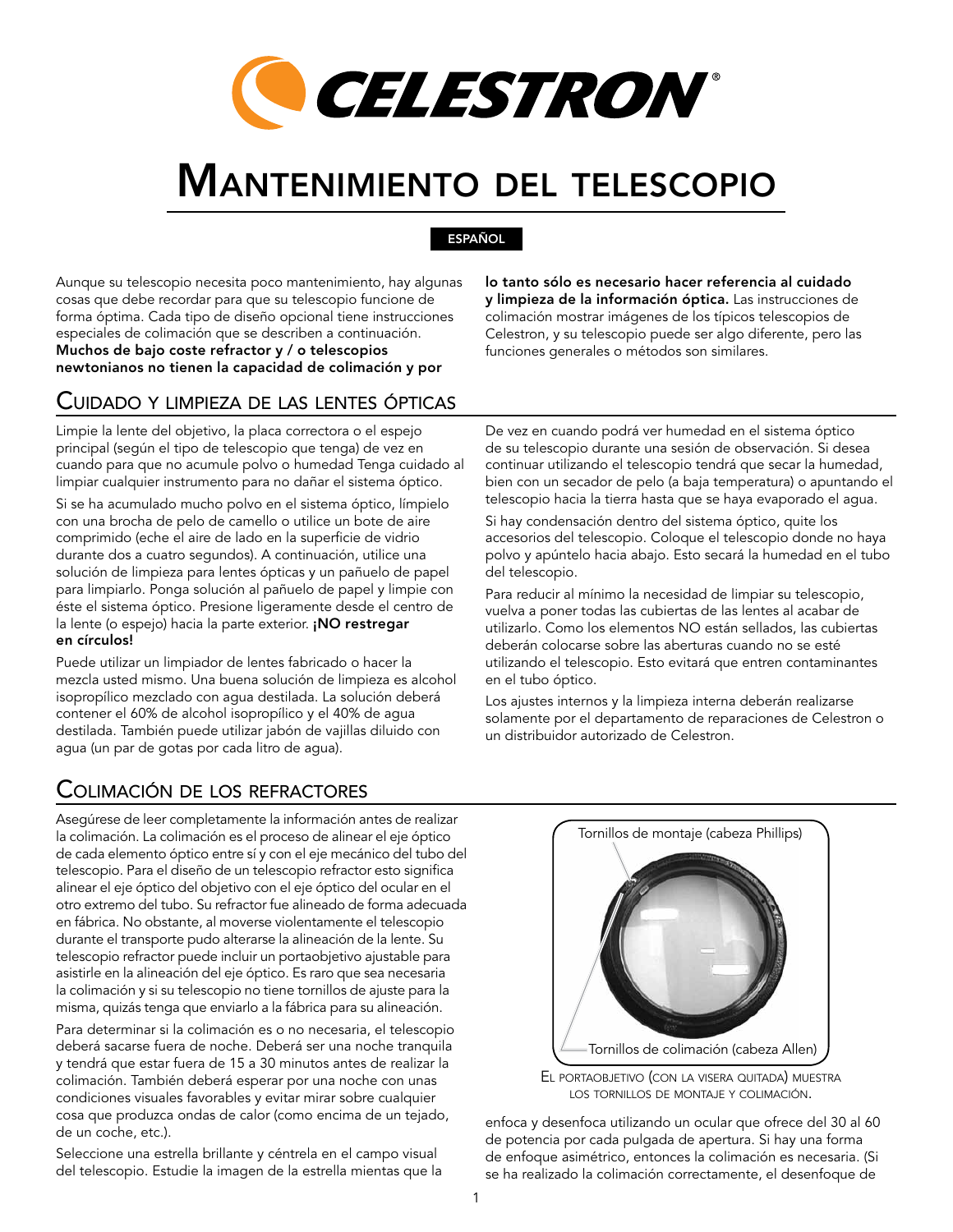# CELESTRON

# Mantenimiento del telescopio

**ESPAÑOL**

Aunque su telescopio necesita poco mantenimiento, hay algunas cosas que debe recordar para que su telescopio funcione de forma óptima. Cada tipo de diseño opcional tiene instrucciones especiales de colimación que se describen a continuación. **Muchos de bajo coste refractor y / o telescopios newtonianos no tienen la capacidad de colimación y por lo tanto sólo es necesario hacer referencia al cuidado y limpieza de la información óptica.** Las instrucciones de colimación mostrar imágenes de los típicos telescopios de Celestron, y su telescopio puede ser algo diferente, pero las funciones generales o métodos son similares.

## Cuidado y limpieza de las lentes ópticas

Limpie la lente del objetivo, la placa correctora o el espejo principal (según el tipo de telescopio que tenga) de vez en cuando para que no acumule polvo o humedad Tenga cuidado al limpiar cualquier instrumento para no dañar el sistema óptico.

Si se ha acumulado mucho polvo en el sistema óptico, límpielo con una brocha de pelo de camello o utilice un bote de aire comprimido (eche el aire de lado en la superficie de vidrio durante dos a cuatro segundos). A continuación, utilice una solución de limpieza para lentes ópticas y un pañuelo de papel para limpiarlo. Ponga solución al pañuelo de papel y limpie con éste el sistema óptico. Presione ligeramente desde el centro de la lente (o espejo) hacia la parte exterior. **¡NO restregar en círculos!**

Puede utilizar un limpiador de lentes fabricado o hacer la mezcla usted mismo. Una buena solución de limpieza es alcohol isopropílico mezclado con agua destilada. La solución deberá contener el 60% de alcohol isopropílico y el 40% de agua destilada. También puede utilizar jabón de vajillas diluido con agua (un par de gotas por cada litro de agua).

De vez en cuando podrá ver humedad en el sistema óptico de su telescopio durante una sesión de observación. Si desea continuar utilizando el telescopio tendrá que secar la humedad, bien con un secador de pelo (a baja temperatura) o apuntando el telescopio hacia la tierra hasta que se haya evaporado el agua.

Si hay condensación dentro del sistema óptico, quite los accesorios del telescopio. Coloque el telescopio donde no haya polvo y apúntelo hacia abajo. Esto secará la humedad en el tubo del telescopio.

Para reducir al mínimo la necesidad de limpiar su telescopio, vuelva a poner todas las cubiertas de las lentes al acabar de utilizarlo. Como los elementos NO están sellados, las cubiertas deberán colocarse sobre las aberturas cuando no se esté utilizando el telescopio. Esto evitará que entren contaminantes en el tubo óptico.

Los ajustes internos y la limpieza interna deberán realizarse solamente por el departamento de reparaciones de Celestron o un distribuidor autorizado de Celestron.

## Colimación de los refractores

Asegúrese de leer completamente la información antes de realizar la colimación. La colimación es el proceso de alinear el eje óptico de cada elemento óptico entre sí y con el eje mecánico del tubo del telescopio. Para el diseño de un telescopio refractor esto significa alinear el eje óptico del objetivo con el eje óptico del ocular en el otro extremo del tubo. Su refractor fue alineado de forma adecuada en fábrica. No obstante, al moverse violentamente el telescopio durante el transporte pudo alterarse la alineación de la lente. Su telescopio refractor puede incluir un portaobjetivo ajustable para asistirle en la alineación del eje óptico. Es raro que sea necesaria la colimación y si su telescopio no tiene tornillos de ajuste para la misma, quizás tenga que enviarlo a la fábrica para su alineación.

Para determinar si la colimación es o no necesaria, el telescopio deberá sacarse fuera de noche. Deberá ser una noche tranquila y tendrá que estar fuera de 15 a 30 minutos antes de realizar la colimación. También deberá esperar por una noche con unas condiciones visuales favorables y evitar mirar sobre cualquier cosa que produzca ondas de calor (como encima de un tejado, de un coche, etc.).

Seleccione una estrella brillante y céntrela en el campo visual del telescopio. Estudie la imagen de la estrella mientas que la enfoca y desenfoca utilizando un ocular que ofrece del 30 al 60 de potencia por cada pulgada de apertura. Si hay una forma de enfoque asimétrico, entonces la colimación es necesaria. (Si se ha realizado la colimación correctamente, el desenfoque de

Tornillos de montaje (cabeza Phillips)

Tornillos de colimación (cabeza Allen)

El portaobjetivo (con la visera quitada) muestra los tornillos de montaje y colimación.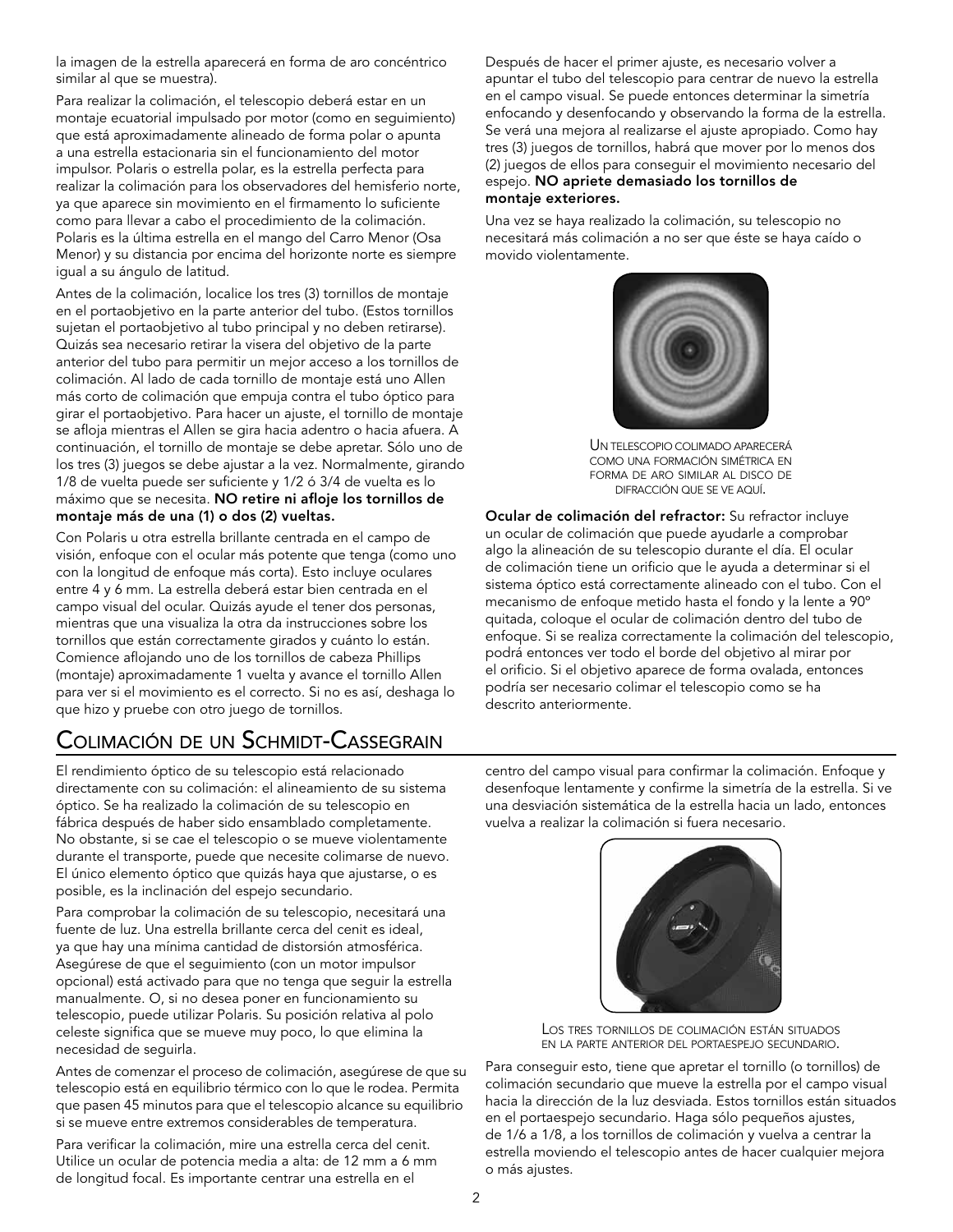la imagen de la estrella aparecerá en forma de aro concéntrico similar al que se muestra).

Para realizar la colimación, el telescopio deberá estar en un montaje ecuatorial impulsado por motor (como en seguimiento) que está aproximadamente alineado de forma polar o apunta a una estrella estacionaria sin el funcionamiento del motor impulsor. Polaris o estrella polar, es la estrella perfecta para realizar la colimación para los observadores del hemisferio norte, ya que aparece sin movimiento en el firmamento lo suficiente como para llevar a cabo el procedimiento de la colimación. Polaris es la última estrella en el mango del Carro Menor (Osa Menor) y su distancia por encima del horizonte norte es siempre igual a su ángulo de latitud.

Antes de la colimación, localice los tres (3) tornillos de montaje en el portaobjetivo en la parte anterior del tubo. (Estos tornillos sujetan el portaobjetivo al tubo principal y no deben retirarse). Quizás sea necesario retirar la visera del objetivo de la parte anterior del tubo para permitir un mejor acceso a los tornillos de colimación. Al lado de cada tornillo de montaje está uno Allen más corto de colimación que empuja contra el tubo óptico para girar el portaobjetivo. Para hacer un ajuste, el tornillo de montaje se afloja mientras el Allen se gira hacia adentro o hacia afuera. A continuación, el tornillo de montaje se debe apretar. Sólo uno de los tres (3) juegos se debe ajustar a la vez. Normalmente, girando 1/8 de vuelta puede ser suficiente y 1/2 ó 3/4 de vuelta es lo máximo que se necesita. **NO retire ni afloje los tornillos de montaje más de una (1) o dos (2) vueltas.**

Con Polaris u otra estrella brillante centrada en el campo de visión, enfoque con el ocular más potente que tenga (como uno con la longitud de enfoque más corta). Esto incluye oculares entre 4 y 6 mm. La estrella deberá estar bien centrada en el campo visual del ocular. Quizás ayude el tener dos personas, mientras que una visualiza la otra da instrucciones sobre los tornillos que están correctamente girados y cuánto lo están. Comience aflojando uno de los tornillos de cabeza Phillips (montaje) aproximadamente 1 vuelta y avance el tornillo Allen para ver si el movimiento es el correcto. Si no es así, deshaga lo que hizo y pruebe con otro juego de tornillos.

Después de hacer el primer ajuste, es necesario volver a apuntar el tubo del telescopio para centrar de nuevo la estrella en el campo visual. Se puede entonces determinar la simetría enfocando y desenfocando y observando la forma de la estrella. Se verá una mejora al realizarse el ajuste apropiado. Como hay tres (3) juegos de tornillos, habrá que mover por lo menos dos (2) juegos de ellos para conseguir el movimiento necesario del espejo. **NO apriete demasiado los tornillos de montaje exteriores.**

Una vez se haya realizado la colimación, su telescopio no necesitará más colimación a no ser que éste se haya caído o movido violentamente.

Un telescopio colimado aparecerá como una formación simétrica en forma de aro similar al disco de difracción que se ve aquí.

**Ocular de colimación del refractor:** Su refractor incluye un ocular de colimación que puede ayudarle a comprobar algo la alineación de su telescopio durante el día. El ocular de colimación tiene un orificio que le ayuda a determinar si el sistema óptico está correctamente alineado con el tubo. Con el mecanismo de enfoque metido hasta el fondo y la lente a 90º quitada, coloque el ocular de colimación dentro del tubo de enfoque. Si se realiza correctamente la colimación del telescopio, podrá entonces ver todo el borde del objetivo al mirar por el orificio. Si el objetivo aparece de forma ovalada, entonces podría ser necesario colimar el telescopio como se ha descrito anteriormente.

## Colimación de un Schmidt-Cassegrain

El rendimiento óptico de su telescopio está relacionado directamente con su colimación: el alineamiento de su sistema óptico. Se ha realizado la colimación de su telescopio en fábrica después de haber sido ensamblado completamente. No obstante, si se cae el telescopio o se mueve violentamente durante el transporte, puede que necesite colimarse de nuevo. El único elemento óptico que quizás haya que ajustarse, o es posible, es la inclinación del espejo secundario.

Para comprobar la colimación de su telescopio, necesitará una fuente de luz. Una estrella brillante cerca del cenit es ideal, ya que hay una mínima cantidad de distorsión atmosférica. Asegúrese de que el seguimiento (con un motor impulsor opcional) está activado para que no tenga que seguir la estrella manualmente. O, si no desea poner en funcionamiento su telescopio, puede utilizar Polaris. Su posición relativa al polo celeste significa que se mueve muy poco, lo que elimina la necesidad de seguirla.

Antes de comenzar el proceso de colimación, asegúrese de que su telescopio está en equilibrio térmico con lo que le rodea. Permita que pasen 45 minutos para que el telescopio alcance su equilibrio si se mueve entre extremos considerables de temperatura.

Para verificar la colimación, mire una estrella cerca del cenit. Utilice un ocular de potencia media a alta: de 12 mm a 6 mm de longitud focal. Es importante centrar una estrella en el centro del campo visual para confirmar la colimación. Enfoque y desenfoque lentamente y confirme la simetría de la estrella. Si ve una desviación sistemática de la estrella hacia un lado, entonces vuelva a realizar la colimación si fuera necesario.

Los tres tornillos de colimación están situados en la parte anterior del portaespejo secundario.

Para conseguir esto, tiene que apretar el tornillo (o tornillos) de colimación secundario que mueve la estrella por el campo visual hacia la dirección de la luz desviada. Estos tornillos están situados en el portaespejo secundario. Haga sólo pequeños ajustes, de 1/6 a 1/8, a los tornillos de colimación y vuelva a centrar la estrella moviendo el telescopio antes de hacer cualquier mejora o más ajustes.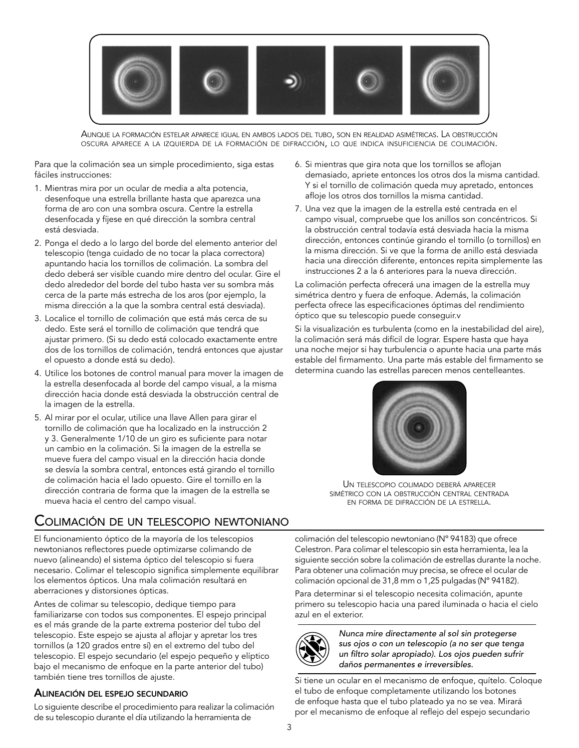Aunque la formación estelar aparece igual en ambos lados del tubo, son en realidad asimétricas. La obstrucción oscura aparece a la izquierda de la formación de difracción, lo que indica insuficiencia de colimación.

Para que la colimación sea un simple procedimiento, siga estas fáciles instrucciones:

1. Mientras mira por un ocular de media a alta potencia, desenfoque una estrella brillante hasta que aparezca una forma de aro con una sombra oscura. Centre la estrella desenfocada y fíjese en qué dirección la sombra central está desviada.
2. Ponga el dedo a lo largo del borde del elemento anterior del telescopio (tenga cuidado de no tocar la placa correctora) apuntando hacia los tornillos de colimación. La sombra del dedo deberá ser visible cuando mire dentro del ocular. Gire el dedo alrededor del borde del tubo hasta ver su sombra más cerca de la parte más estrecha de los aros (por ejemplo, la misma dirección a la que la sombra central está desviada).
3. Localice el tornillo de colimación que está más cerca de su dedo. Este será el tornillo de colimación que tendrá que ajustar primero. (Si su dedo está colocado exactamente entre dos de los tornillos de colimación, tendrá entonces que ajustar el opuesto a donde está su dedo).
4. Utilice los botones de control manual para mover la imagen de la estrella desenfocada al borde del campo visual, a la misma dirección hacia donde está desviada la obstrucción central de la imagen de la estrella.
5. Al mirar por el ocular, utilice una llave Allen para girar el tornillo de colimación que ha localizado en la instrucción 2 y 3. Generalmente 1/10 de un giro es suficiente para notar un cambio en la colimación. Si la imagen de la estrella se mueve fuera del campo visual en la dirección hacia donde se desvía la sombra central, entonces está girando el tornillo de colimación hacia el lado opuesto. Gire el tornillo en la dirección contraria de forma que la imagen de la estrella se mueva hacia el centro del campo visual.
6. Si mientras que gira nota que los tornillos se aflojan demasiado, apriete entonces los otros dos la misma cantidad. Y si el tornillo de colimación queda muy apretado, entonces afloje los otros dos tornillos la misma cantidad.
7. Una vez que la imagen de la estrella esté centrada en el campo visual, compruebe que los anillos son concéntricos. Si la obstrucción central todavía está desviada hacia la misma dirección, entonces continúe girando el tornillo (o tornillos) en la misma dirección. Si ve que la forma de anillo está desviada hacia una dirección diferente, entonces repita simplemente las instrucciones 2 a la 6 anteriores para la nueva dirección.

La colimación perfecta ofrecerá una imagen de la estrella muy simétrica dentro y fuera de enfoque. Además, la colimación perfecta ofrece las especificaciones óptimas del rendimiento óptico que su telescopio puede conseguir.v

Si la visualización es turbulenta (como en la inestabilidad del aire), la colimación será más difícil de lograr. Espere hasta que haya una noche mejor si hay turbulencia o apunte hacia una parte más estable del firmamento. Una parte más estable del firmamento se determina cuando las estrellas parecen menos centelleantes.

Un telescopio colimado deberá aparecer simétrico con la obstrucción central centrada en forma de difracción de la estrella.

## Colimación de un telescopio newtoniano

El funcionamiento óptico de la mayoría de los telescopios newtonianos reflectores puede optimizarse colimando de nuevo (alineando) el sistema óptico del telescopio si fuera necesario. Colimar el telescopio significa simplemente equilibrar los elementos ópticos. Una mala colimación resultará en aberraciones y distorsiones ópticas.

Antes de colimar su telescopio, dedique tiempo para familiarizarse con todos sus componentes. El espejo principal es el más grande de la parte extrema posterior del tubo del telescopio. Este espejo se ajusta al aflojar y apretar los tres tornillos (a 120 grados entre sí) en el extremo del tubo del telescopio. El espejo secundario (el espejo pequeño y elíptico bajo el mecanismo de enfoque en la parte anterior del tubo) también tiene tres tornillos de ajuste.

### Alineación del espejo secundario

Lo siguiente describe el procedimiento para realizar la colimación de su telescopio durante el día utilizando la herramienta de colimación del telescopio newtoniano (N° 94183) que ofrece Celestron. Para colimar el telescopio sin esta herramienta, lea la siguiente sección sobre la colimación de estrellas durante la noche. Para obtener una colimación muy precisa, se ofrece el ocular de colimación opcional de 31,8 mm o 1,25 pulgadas (N° 94182).

Para determinar si el telescopio necesita colimación, apunte primero su telescopio hacia una pared iluminada o hacia el cielo azul en el exterior.

*Nunca mire directamente al sol sin protegerse sus ojos o con un telescopio (a no ser que tenga un filtro solar apropiado). Los ojos pueden sufrir daños permanentes e irreversibles.*

Si tiene un ocular en el mecanismo de enfoque, quítelo. Coloque el tubo de enfoque completamente utilizando los botones de enfoque hasta que el tubo plateado ya no se vea. Mirará por el mecanismo de enfoque al reflejo del espejo secundario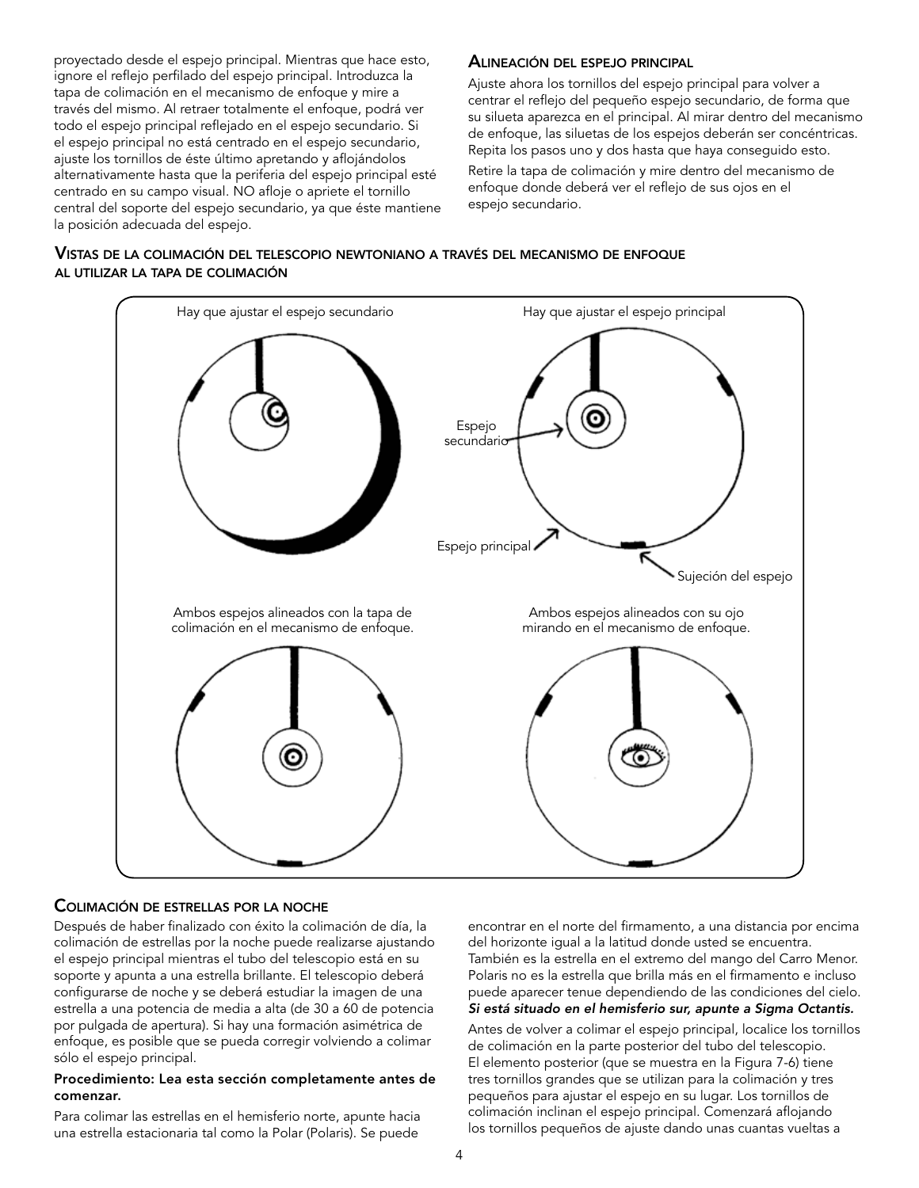proyectado desde el espejo principal. Mientras que hace esto, ignore el reflejo perfilado del espejo principal. Introduzca la tapa de colimación en el mecanismo de enfoque y mire a través del mismo. Al retraer totalmente el enfoque, podrá ver todo el espejo principal reflejado en el espejo secundario. Si el espejo principal no está centrado en el espejo secundario, ajuste los tornillos de éste último apretando y aflojándolos alternativamente hasta que la periferia del espejo principal esté centrado en su campo visual. NO afloje o apriete el tornillo central del soporte del espejo secundario, ya que éste mantiene la posición adecuada del espejo.

### Alineación del espejo principal

Ajuste ahora los tornillos del espejo principal para volver a centrar el reflejo del pequeño espejo secundario, de forma que su silueta aparezca en el principal. Al mirar dentro del mecanismo de enfoque, las siluetas de los espejos deberán ser concéntricas. Repita los pasos uno y dos hasta que haya conseguido esto.

Retire la tapa de colimación y mire dentro del mecanismo de enfoque donde deberá ver el reflejo de sus ojos en el espejo secundario.

### Vistas de la colimación del telescopio newtoniano a través del mecanismo de enfoque al utilizar la tapa de colimación

Hay que ajustar el espejo secundario

Hay que ajustar el espejo principal

Espejo secundario

Espejo principal

Sujeción del espejo

Ambos espejos alineados con la tapa de colimación en el mecanismo de enfoque.

Ambos espejos alineados con su ojo mirando en el mecanismo de enfoque.

### Colimación de estrellas por la noche

Después de haber finalizado con éxito la colimación de día, la colimación de estrellas por la noche puede realizarse ajustando el espejo principal mientras el tubo del telescopio está en su soporte y apunta a una estrella brillante. El telescopio deberá configurarse de noche y se deberá estudiar la imagen de una estrella a una potencia de media a alta (de 30 a 60 de potencia por pulgada de apertura). Si hay una formación asimétrica de enfoque, es posible que se pueda corregir volviendo a colimar sólo el espejo principal.

**Procedimiento: Lea esta sección completamente antes de comenzar.**

Para colimar las estrellas en el hemisferio norte, apunte hacia una estrella estacionaria tal como la Polar (Polaris). Se puede encontrar en el norte del firmamento, a una distancia por encima del horizonte igual a la latitud donde usted se encuentra. También es la estrella en el extremo del mango del Carro Menor. Polaris no es la estrella que brilla más en el firmamento e incluso puede aparecer tenue dependiendo de las condiciones del cielo. ***Si está situado en el hemisferio sur, apunte a Sigma Octantis.***

Antes de volver a colimar el espejo principal, localice los tornillos de colimación en la parte posterior del tubo del telescopio. El elemento posterior (que se muestra en la Figura 7-6) tiene tres tornillos grandes que se utilizan para la colimación y tres pequeños para ajustar el espejo en su lugar. Los tornillos de colimación inclinan el espejo principal. Comenzará aflojando los tornillos pequeños de ajuste dando unas cuantas vueltas a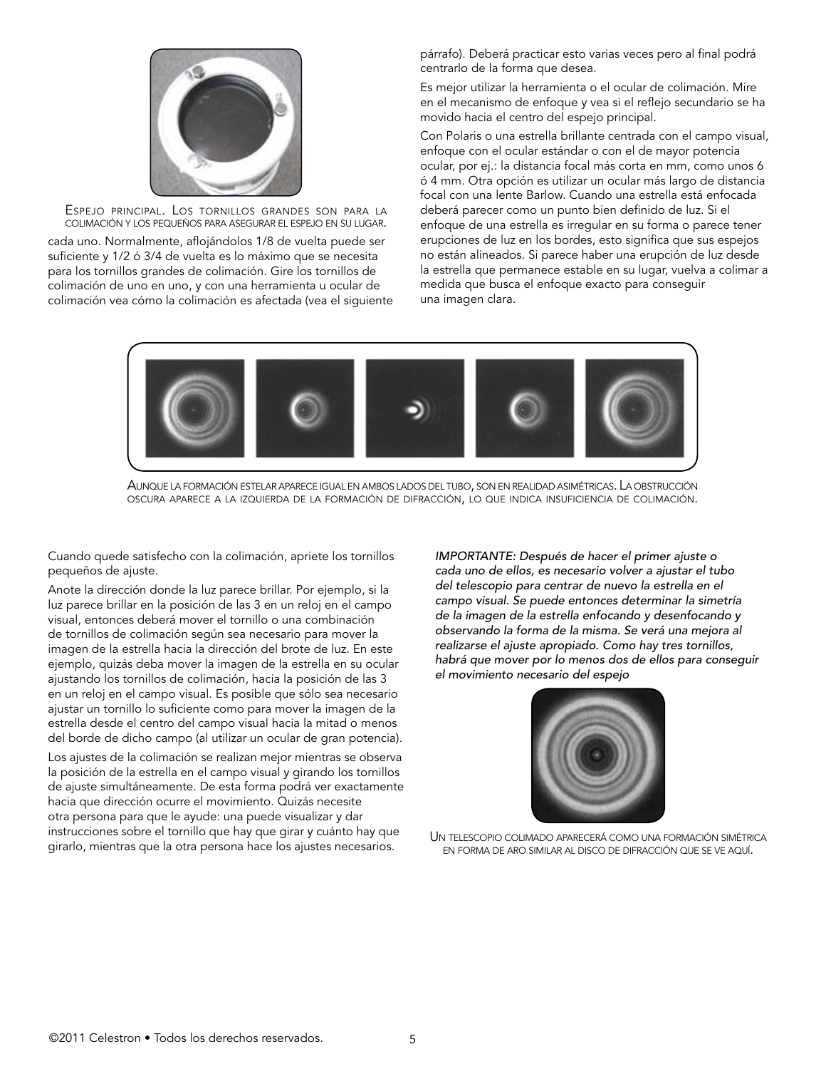Espejo principal. Los tornillos grandes son para la colimación y los pequeños para asegurar el espejo en su lugar.

cada uno. Normalmente, aflojándolos 1/8 de vuelta puede ser suficiente y 1/2 ó 3/4 de vuelta es lo máximo que se necesita para los tornillos grandes de colimación. Gire los tornillos de colimación de uno en uno, y con una herramienta u ocular de colimación vea cómo la colimación es afectada (vea el siguiente párrafo). Deberá practicar esto varias veces pero al final podrá centrarlo de la forma que desea.

Es mejor utilizar la herramienta o el ocular de colimación. Mire en el mecanismo de enfoque y vea si el reflejo secundario se ha movido hacia el centro del espejo principal.

Con Polaris o una estrella brillante centrada con el campo visual, enfoque con el ocular estándar o con el de mayor potencia ocular, por ej.: la distancia focal más corta en mm, como unos 6 ó 4 mm. Otra opción es utilizar un ocular más largo de distancia focal con una lente Barlow. Cuando una estrella está enfocada deberá parecer como un punto bien definido de luz. Si el enfoque de una estrella es irregular en su forma o parece tener erupciones de luz en los bordes, esto significa que sus espejos no están alineados. Si parece haber una erupción de luz desde la estrella que permanece estable en su lugar, vuelva a colimar a medida que busca el enfoque exacto para conseguir una imagen clara.

Aunque la formación estelar aparece igual en ambos lados del tubo, son en realidad asimétricas. La obstrucción oscura aparece a la izquierda de la formación de difracción, lo que indica insuficiencia de colimación.

Cuando quede satisfecho con la colimación, apriete los tornillos pequeños de ajuste.

Anote la dirección donde la luz parece brillar. Por ejemplo, si la luz parece brillar en la posición de las 3 en un reloj en el campo visual, entonces deberá mover el tornillo o una combinación de tornillos de colimación según sea necesario para mover la imagen de la estrella hacia la dirección del brote de luz. En este ejemplo, quizás deba mover la imagen de la estrella en su ocular ajustando los tornillos de colimación, hacia la posición de las 3 en un reloj en el campo visual. Es posible que sólo sea necesario ajustar un tornillo lo suficiente como para mover la imagen de la estrella desde el centro del campo visual hacia la mitad o menos del borde de dicho campo (al utilizar un ocular de gran potencia).

Los ajustes de la colimación se realizan mejor mientras se observa la posición de la estrella en el campo visual y girando los tornillos de ajuste simultáneamente. De esta forma podrá ver exactamente hacia que dirección ocurre el movimiento. Quizás necesite otra persona para que le ayude: una puede visualizar y dar instrucciones sobre el tornillo que hay que girar y cuánto hay que girarlo, mientras que la otra persona hace los ajustes necesarios.

*IMPORTANTE: Después de hacer el primer ajuste o cada uno de ellos, es necesario volver a ajustar el tubo del telescopio para centrar de nuevo la estrella en el campo visual. Se puede entonces determinar la simetría de la imagen de la estrella enfocando y desenfocando y observando la forma de la misma. Se verá una mejora al realizarse el ajuste apropiado. Como hay tres tornillos, habrá que mover por lo menos dos de ellos para conseguir el movimiento necesario del espejo*

Un telescopio colimado aparecerá como una formación simétrica en forma de aro similar al disco de difracción que se ve aquí.

©2011 Celestron • Todos los derechos reservados.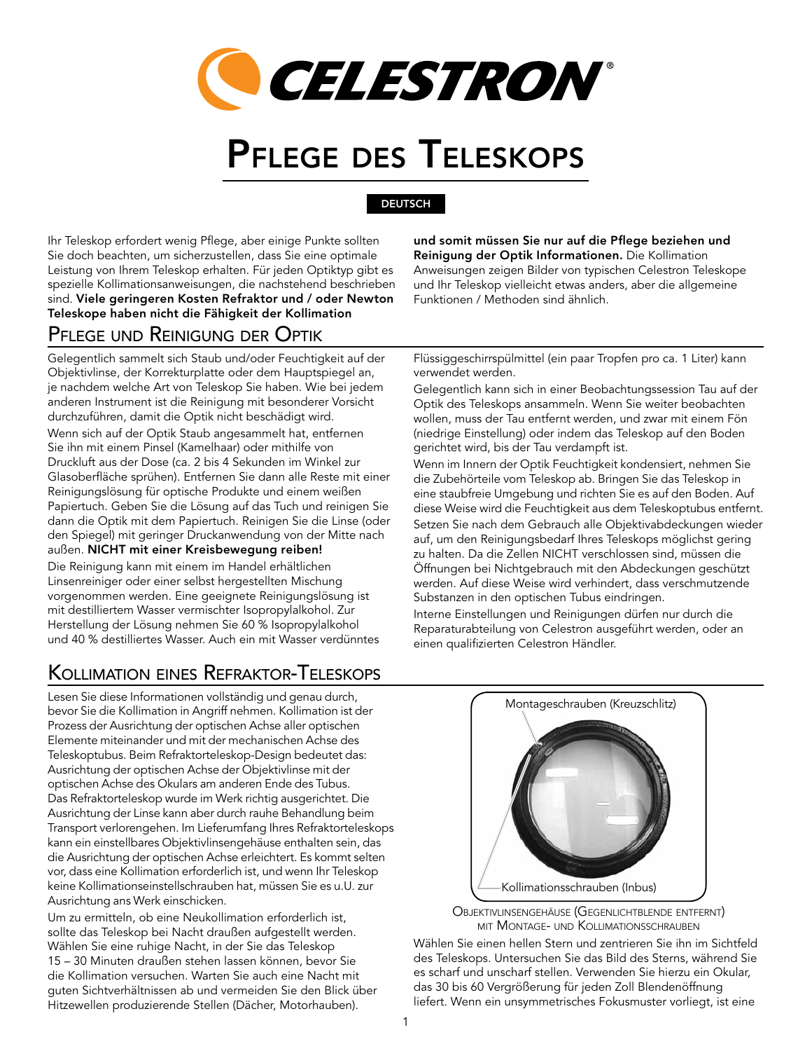# Pflege des Teleskops

DEUTSCH

Ihr Teleskop erfordert wenig Pflege, aber einige Punkte sollten Sie doch beachten, um sicherzustellen, dass Sie eine optimale Leistung von Ihrem Teleskop erhalten. Für jeden Optiktyp gibt es spezielle Kollimationsanweisungen, die nachstehend beschrieben sind. **Viele geringeren Kosten Refraktor und / oder Newton Teleskope haben nicht die Fähigkeit der Kollimation und somit müssen Sie nur auf die Pflege beziehen und Reinigung der Optik Informationen.** Die Kollimation Anweisungen zeigen Bilder von typischen Celestron Teleskope und Ihr Teleskop vielleicht etwas anders, aber die allgemeine Funktionen / Methoden sind ähnlich.

## Pflege und Reinigung der Optik

Gelegentlich sammelt sich Staub und/oder Feuchtigkeit auf der Objektivlinse, der Korrekturplatte oder dem Hauptspiegel an, je nachdem welche Art von Teleskop Sie haben. Wie bei jedem anderen Instrument ist die Reinigung mit besonderer Vorsicht durchzuführen, damit die Optik nicht beschädigt wird.

Wenn sich auf der Optik Staub angesammelt hat, entfernen Sie ihn mit einem Pinsel (Kamelhaar) oder mithilfe von Druckluft aus der Dose (ca. 2 bis 4 Sekunden im Winkel zur Glasoberfläche sprühen). Entfernen Sie dann alle Reste mit einer Reinigungslösung für optische Produkte und einem weißen Papiertuch. Geben Sie die Lösung auf das Tuch und reinigen Sie dann die Optik mit dem Papiertuch. Reinigen Sie die Linse (oder den Spiegel) mit geringer Druckanwendung von der Mitte nach außen. **NICHT mit einer Kreisbewegung reiben!**

Die Reinigung kann mit einem im Handel erhältlichen Linsenreiniger oder einer selbst hergestellten Mischung vorgenommen werden. Eine geeignete Reinigungslösung ist mit destilliertem Wasser vermischter Isopropylalkohol. Zur Herstellung der Lösung nehmen Sie 60 % Isopropylalkohol und 40 % destilliertes Wasser. Auch ein mit Wasser verdünntes Flüssiggeschirrspülmittel (ein paar Tropfen pro ca. 1 Liter) kann verwendet werden.

Gelegentlich kann sich in einer Beobachtungssession Tau auf der Optik des Teleskops ansammeln. Wenn Sie weiter beobachten wollen, muss der Tau entfernt werden, und zwar mit einem Fön (niedrige Einstellung) oder indem das Teleskop auf den Boden gerichtet wird, bis der Tau verdampft ist.

Wenn im Innern der Optik Feuchtigkeit kondensiert, nehmen Sie die Zubehörteile vom Teleskop ab. Bringen Sie das Teleskop in eine staubfreie Umgebung und richten Sie es auf den Boden. Auf diese Weise wird die Feuchtigkeit aus dem Teleskoptubus entfernt.

Setzen Sie nach dem Gebrauch alle Objektivabdeckungen wieder auf, um den Reinigungsbedarf Ihres Teleskops möglichst gering zu halten. Da die Zellen NICHT verschlossen sind, müssen die Öffnungen bei Nichtgebrauch mit den Abdeckungen geschützt werden. Auf diese Weise wird verhindert, dass verschmutzende Substanzen in den optischen Tubus eindringen.

Interne Einstellungen und Reinigungen dürfen nur durch die Reparaturabteilung von Celestron ausgeführt werden, oder an einen qualifizierten Celestron Händler.

## Kollimation eines Refraktor-Teleskops

Lesen Sie diese Informationen vollständig und genau durch, bevor Sie die Kollimation in Angriff nehmen. Kollimation ist der Prozess der Ausrichtung der optischen Achse aller optischen Elemente miteinander und mit der mechanischen Achse des Teleskoptubus. Beim Refraktorteleskop-Design bedeutet das: Ausrichtung der optischen Achse der Objektivlinse mit der optischen Achse des Okulars am anderen Ende des Tubus. Das Refraktorteleskop wurde im Werk richtig ausgerichtet. Die Ausrichtung der Linse kann aber durch rauhe Behandlung beim Transport verlorengehen. Im Lieferumfang Ihres Refraktorteleskops kann ein einstellbares Objektivlinsengehäuse enthalten sein, das die Ausrichtung der optischen Achse erleichtert. Es kommt selten vor, dass eine Kollimation erforderlich ist, und wenn Ihr Teleskop keine Kollimationseinstellschrauben hat, müssen Sie es u.U. zur Ausrichtung ans Werk einschicken.

Um zu ermitteln, ob eine Neukollimation erforderlich ist, sollte das Teleskop bei Nacht draußen aufgestellt werden. Wählen Sie eine ruhige Nacht, in der Sie das Teleskop 15 – 30 Minuten draußen stehen lassen können, bevor Sie die Kollimation versuchen. Warten Sie auch eine Nacht mit guten Sichtverhältnissen ab und vermeiden Sie den Blick über Hitzewellen produzierende Stellen (Dächer, Motorhauben).

Montageschrauben (Kreuzschlitz)

Kollimationsschrauben (Inbus)

Objektivlinsengehäuse (Gegenlichtblende entfernt) mit Montage- und Kollimationsschrauben

Wählen Sie einen hellen Stern und zentrieren Sie ihn im Sichtfeld des Teleskops. Untersuchen Sie das Bild des Sterns, während Sie es scharf und unscharf stellen. Verwenden Sie hierzu ein Okular, das 30 bis 60 Vergrößerung für jeden Zoll Blendenöffnung liefert. Wenn ein unsymmetrisches Fokusmuster vorliegt, ist eine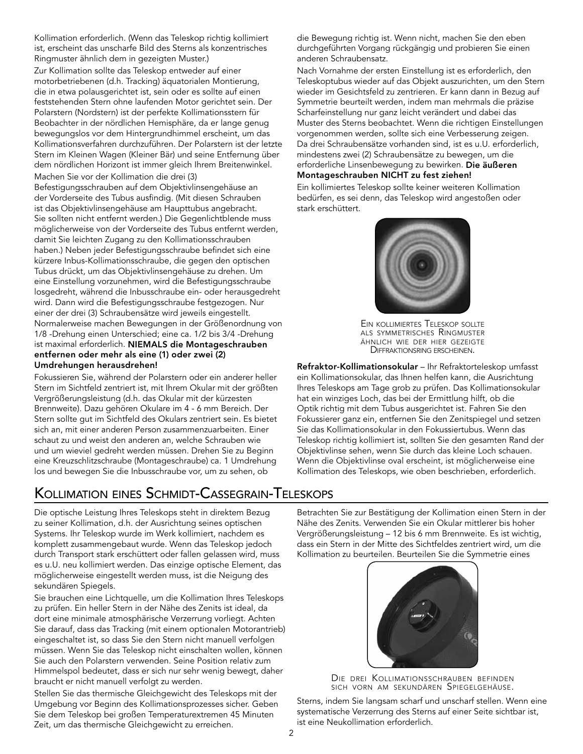Kollimation erforderlich. (Wenn das Teleskop richtig kollimiert ist, erscheint das unscharfe Bild des Sterns als konzentrisches Ringmuster ähnlich dem in gezeigten Muster.)

Zur Kollimation sollte das Teleskop entweder auf einer motorbetriebenen (d.h. Tracking) äquatorialen Montierung, die in etwa polausgerichtet ist, sein oder es sollte auf einen feststehenden Stern ohne laufenden Motor gerichtet sein. Der Polarstern (Nordstern) ist der perfekte Kollimationsstern für Beobachter in der nördlichen Hemisphäre, da er lange genug bewegungslos vor dem Hintergrundhimmel erscheint, um das Kollimationsverfahren durchzuführen. Der Polarstern ist der letzte Stern im Kleinen Wagen (Kleiner Bär) und seine Entfernung über dem nördlichen Horizont ist immer gleich Ihrem Breitenwinkel.

Machen Sie vor der Kollimation die drei (3) Befestigungsschrauben auf dem Objektivlinsengehäuse an der Vorderseite des Tubus ausfindig. (Mit diesen Schrauben ist das Objektivlinsengehäuse am Haupttubus angebracht. Sie sollten nicht entfernt werden.) Die Gegenlichtblende muss möglicherweise von der Vorderseite des Tubus entfernt werden, damit Sie leichten Zugang zu den Kollimationsschrauben haben.) Neben jeder Befestigungsschraube befindet sich eine kürzere Inbus-Kollimationsschraube, die gegen den optischen Tubus drückt, um das Objektivlinsengehäuse zu drehen. Um eine Einstellung vorzunehmen, wird die Befestigungsschraube losgedreht, während die Inbusschraube ein- oder herausgedreht wird. Dann wird die Befestigungsschraube festgezogen. Nur einer der drei (3) Schraubensätze wird jeweils eingestellt. Normalerweise machen Bewegungen in der Größenordnung von 1/8 -Drehung einen Unterschied; eine ca. 1/2 bis 3/4 -Drehung ist maximal erforderlich. **NIEMALS die Montageschrauben entfernen oder mehr als eine (1) oder zwei (2) Umdrehungen herausdrehen!**

Fokussieren Sie, während der Polarstern oder ein anderer heller Stern im Sichtfeld zentriert ist, mit Ihrem Okular mit der größten Vergrößerungsleistung (d.h. das Okular mit der kürzesten Brennweite). Dazu gehören Okulare im 4 - 6 mm Bereich. Der Stern sollte gut im Sichtfeld des Okulars zentriert sein. Es bietet sich an, mit einer anderen Person zusammenzuarbeiten. Einer schaut zu und weist den anderen an, welche Schrauben wie und um wieviel gedreht werden müssen. Drehen Sie zu Beginn eine Kreuzschlitzschraube (Montageschraube) ca. 1 Umdrehung los und bewegen Sie die Inbusschraube vor, um zu sehen, ob die Bewegung richtig ist. Wenn nicht, machen Sie den eben durchgeführten Vorgang rückgängig und probieren Sie einen anderen Schraubensatz.

Nach Vornahme der ersten Einstellung ist es erforderlich, den Teleskoptubus wieder auf das Objekt auszurichten, um den Stern wieder im Gesichtsfeld zu zentrieren. Er kann dann in Bezug auf Symmetrie beurteilt werden, indem man mehrmals die präzise Scharfeinstellung nur ganz leicht verändert und dabei das Muster des Sterns beobachtet. Wenn die richtigen Einstellungen vorgenommen werden, sollte sich eine Verbesserung zeigen. Da drei Schraubensätze vorhanden sind, ist es u.U. erforderlich, mindestens zwei (2) Schraubensätze zu bewegen, um die erforderliche Linsenbewegung zu bewirken. **Die äußeren Montageschrauben NICHT zu fest ziehen!**

Ein kollimiertes Teleskop sollte keiner weiteren Kollimation bedürfen, es sei denn, das Teleskop wird angestoßen oder stark erschüttert.

Ein kollimiertes Teleskop sollte als symmetrisches Ringmuster ähnlich wie der hier gezeigte Diffraktionsring erscheinen.

**Refraktor-Kollimationsokular** – Ihr Refraktorteleskop umfasst ein Kollimationsokular, das Ihnen helfen kann, die Ausrichtung Ihres Teleskops am Tage grob zu prüfen. Das Kollimationsokular hat ein winziges Loch, das bei der Ermittlung hilft, ob die Optik richtig mit dem Tubus ausgerichtet ist. Fahren Sie den Fokussierer ganz ein, entfernen Sie den Zenitspiegel und setzen Sie das Kollimationsokular in den Fokussiertubus. Wenn das Teleskop richtig kollimiert ist, sollten Sie den gesamten Rand der Objektivlinse sehen, wenn Sie durch das kleine Loch schauen. Wenn die Objektivlinse oval erscheint, ist möglicherweise eine Kollimation des Teleskops, wie oben beschrieben, erforderlich.

## Kollimation eines Schmidt-Cassegrain-Teleskops

Die optische Leistung Ihres Teleskops steht in direktem Bezug zu seiner Kollimation, d.h. der Ausrichtung seines optischen Systems. Ihr Teleskop wurde im Werk kollimiert, nachdem es komplett zusammengebaut wurde. Wenn das Teleskop jedoch durch Transport stark erschüttert oder fallen gelassen wird, muss es u.U. neu kollimiert werden. Das einzige optische Element, das möglicherweise eingestellt werden muss, ist die Neigung des sekundären Spiegels.

Sie brauchen eine Lichtquelle, um die Kollimation Ihres Teleskops zu prüfen. Ein heller Stern in der Nähe des Zenits ist ideal, da dort eine minimale atmosphärische Verzerrung vorliegt. Achten Sie darauf, dass das Tracking (mit einem optionalen Motorantrieb) eingeschaltet ist, so dass Sie den Stern nicht manuell verfolgen müssen. Wenn Sie das Teleskop nicht einschalten wollen, können Sie auch den Polarstern verwenden. Seine Position relativ zum Himmelspol bedeutet, dass er sich nur sehr wenig bewegt, daher braucht er nicht manuell verfolgt zu werden.

Stellen Sie das thermische Gleichgewicht des Teleskops mit der Umgebung vor Beginn des Kollimationsprozesses sicher. Geben Sie dem Teleskop bei großen Temperaturextremen 45 Minuten Zeit, um das thermische Gleichgewicht zu erreichen.

Betrachten Sie zur Bestätigung der Kollimation einen Stern in der Nähe des Zenits. Verwenden Sie ein Okular mittlerer bis hoher Vergrößerungsleistung – 12 bis 6 mm Brennweite. Es ist wichtig, dass ein Stern in der Mitte des Sichtfeldes zentriert wird, um die Kollimation zu beurteilen. Beurteilen Sie die Symmetrie eines Sterns, indem Sie langsam scharf und unscharf stellen. Wenn eine systematische Verzerrung des Sterns auf einer Seite sichtbar ist, ist eine Neukollimation erforderlich.

Die drei Kollimationsschrauben befinden sich vorn am sekundären Spiegelgehäuse.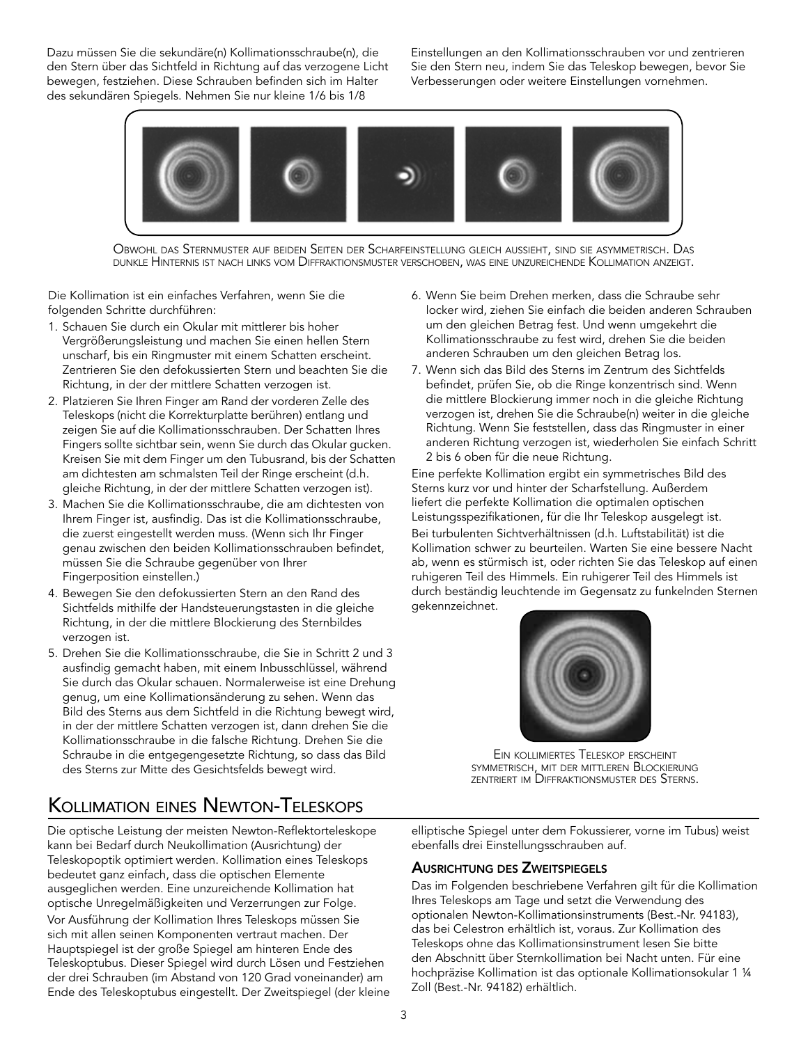Dazu müssen Sie die sekundäre(n) Kollimationsschraube(n), die den Stern über das Sichtfeld in Richtung auf das verzogene Licht bewegen, festziehen. Diese Schrauben befinden sich im Halter des sekundären Spiegels. Nehmen Sie nur kleine 1/6 bis 1/8 Einstellungen an den Kollimationsschrauben vor und zentrieren Sie den Stern neu, indem Sie das Teleskop bewegen, bevor Sie Verbesserungen oder weitere Einstellungen vornehmen.

Obwohl das Sternmuster auf beiden Seiten der Scharfeinstellung gleich aussieht, sind sie asymmetrisch. Das dunkle Hinternis ist nach links vom Diffraktionsmuster verschoben, was eine unzureichende Kollimation anzeigt.

Die Kollimation ist ein einfaches Verfahren, wenn Sie die folgenden Schritte durchführen:

1. Schauen Sie durch ein Okular mit mittlerer bis hoher Vergrößerungsleistung und machen Sie einen hellen Stern unscharf, bis ein Ringmuster mit einem Schatten erscheint. Zentrieren Sie den defokussierten Stern und beachten Sie die Richtung, in der der mittlere Schatten verzogen ist.
2. Platzieren Sie Ihren Finger am Rand der vorderen Zelle des Teleskops (nicht die Korrekturplatte berühren) entlang und zeigen Sie auf die Kollimationsschrauben. Der Schatten Ihres Fingers sollte sichtbar sein, wenn Sie durch das Okular gucken. Kreisen Sie mit dem Finger um den Tubusrand, bis der Schatten am dichtesten am schmalsten Teil der Ringe erscheint (d.h. gleiche Richtung, in der der mittlere Schatten verzogen ist).
3. Machen Sie die Kollimationsschraube, die am dichtesten von Ihrem Finger ist, ausfindig. Das ist die Kollimationsschraube, die zuerst eingestellt werden muss. (Wenn sich Ihr Finger genau zwischen den beiden Kollimationsschrauben befindet, müssen Sie die Schraube gegenüber von Ihrer Fingerposition einstellen.)
4. Bewegen Sie den defokussierten Stern an den Rand des Sichtfelds mithilfe der Handsteuerungstasten in die gleiche Richtung, in der die mittlere Blockierung des Sternbildes verzogen ist.
5. Drehen Sie die Kollimationsschraube, die Sie in Schritt 2 und 3 ausfindig gemacht haben, mit einem Inbusschlüssel, während Sie durch das Okular schauen. Normalerweise ist eine Drehung genug, um eine Kollimationsänderung zu sehen. Wenn das Bild des Sterns aus dem Sichtfeld in die Richtung bewegt wird, in der der mittlere Schatten verzogen ist, dann drehen Sie die Kollimationsschraube in die falsche Richtung. Drehen Sie die Schraube in die entgegengesetzte Richtung, so dass das Bild des Sterns zur Mitte des Gesichtsfelds bewegt wird.
6. Wenn Sie beim Drehen merken, dass die Schraube sehr locker wird, ziehen Sie einfach die beiden anderen Schrauben um den gleichen Betrag fest. Und wenn umgekehrt die Kollimationsschraube zu fest wird, drehen Sie die beiden anderen Schrauben um den gleichen Betrag los.
7. Wenn sich das Bild des Sterns im Zentrum des Sichtfelds befindet, prüfen Sie, ob die Ringe konzentrisch sind. Wenn die mittlere Blockierung immer noch in die gleiche Richtung verzogen ist, drehen Sie die Schraube(n) weiter in die gleiche Richtung. Wenn Sie feststellen, dass das Ringmuster in einer anderen Richtung verzogen ist, wiederholen Sie einfach Schritt 2 bis 6 oben für die neue Richtung.

Eine perfekte Kollimation ergibt ein symmetrisches Bild des Sterns kurz vor und hinter der Scharfstellung. Außerdem liefert die perfekte Kollimation die optimalen optischen Leistungsspezifikationen, für die Ihr Teleskop ausgelegt ist.

Bei turbulenten Sichtverhältnissen (d.h. Luftstabilität) ist die Kollimation schwer zu beurteilen. Warten Sie eine bessere Nacht ab, wenn es stürmisch ist, oder richten Sie das Teleskop auf einen ruhigeren Teil des Himmels. Ein ruhigerer Teil des Himmels ist durch beständig leuchtende im Gegensatz zu funkelnden Sternen gekennzeichnet.

Ein kollimiertes Teleskop erscheint symmetrisch, mit der mittleren Blockierung zentriert im Diffraktionsmuster des Sterns.

## Kollimation eines Newton-Teleskops

Die optische Leistung der meisten Newton-Reflektorteleskope kann bei Bedarf durch Neukollimation (Ausrichtung) der Teleskopoptik optimiert werden. Kollimation eines Teleskops bedeutet ganz einfach, dass die optischen Elemente ausgeglichen werden. Eine unzureichende Kollimation hat optische Unregelmäßigkeiten und Verzerrungen zur Folge.

Vor Ausführung der Kollimation Ihres Teleskops müssen Sie sich mit allen seinen Komponenten vertraut machen. Der Hauptspiegel ist der große Spiegel am hinteren Ende des Teleskoptubus. Dieser Spiegel wird durch Lösen und Festziehen der drei Schrauben (im Abstand von 120 Grad voneinander) am Ende des Teleskoptubus eingestellt. Der Zweitspiegel (der kleine elliptische Spiegel unter dem Fokussierer, vorne im Tubus) weist ebenfalls drei Einstellungsschrauben auf.

### Ausrichtung des Zweitspiegels

Das im Folgenden beschriebene Verfahren gilt für die Kollimation Ihres Teleskops am Tage und setzt die Verwendung des optionalen Newton-Kollimationsinstruments (Best.-Nr. 94183), das bei Celestron erhältlich ist, voraus. Zur Kollimation des Teleskops ohne das Kollimationsinstrument lesen Sie bitte den Abschnitt über Sternkollimation bei Nacht unten. Für eine hochpräzise Kollimation ist das optionale Kollimationsokular 1 ¼ Zoll (Best.-Nr. 94182) erhältlich.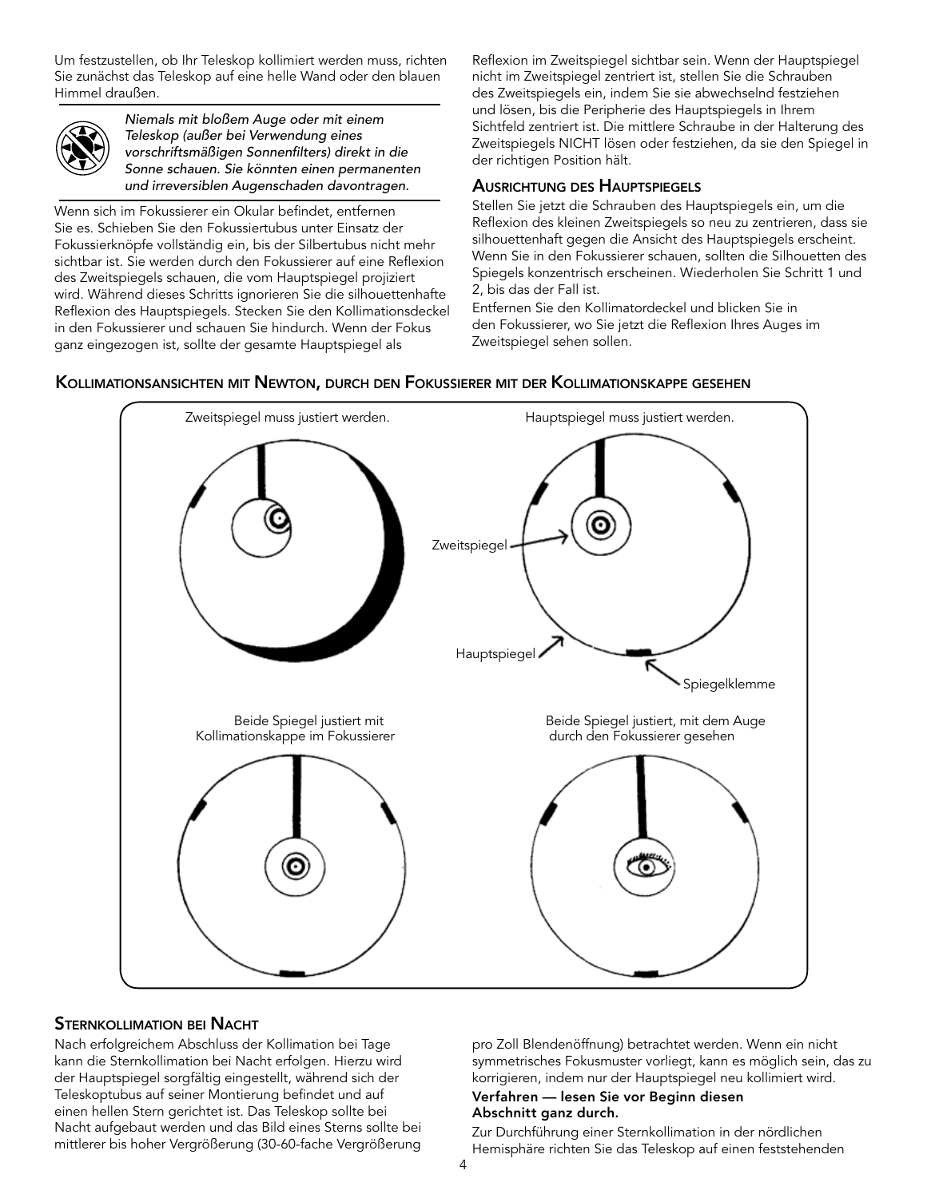Um festzustellen, ob Ihr Teleskop kollimiert werden muss, richten Sie zunächst das Teleskop auf eine helle Wand oder den blauen Himmel draußen.

*Niemals mit bloßem Auge oder mit einem Teleskop (außer bei Verwendung eines vorschriftsmäßigen Sonnenfilters) direkt in die Sonne schauen. Sie könnten einen permanenten und irreversiblen Augenschaden davontragen.*

Wenn sich im Fokussierer ein Okular befindet, entfernen Sie es. Schieben Sie den Fokussiertubus unter Einsatz der Fokussierknöpfe vollständig ein, bis der Silbertubus nicht mehr sichtbar ist. Sie werden durch den Fokussierer auf eine Reflexion des Zweitspiegels schauen, die vom Hauptspiegel projiziert wird. Während dieses Schritts ignorieren Sie die silhouettenhafte Reflexion des Hauptspiegels. Stecken Sie den Kollimationsdeckel in den Fokussierer und schauen Sie hindurch. Wenn der Fokus ganz eingezogen ist, sollte der gesamte Hauptspiegel als Reflexion im Zweitspiegel sichtbar sein. Wenn der Hauptspiegel nicht im Zweitspiegel zentriert ist, stellen Sie die Schrauben des Zweitspiegels ein, indem Sie sie abwechselnd festziehen und lösen, bis die Peripherie des Hauptspiegels in Ihrem Sichtfeld zentriert ist. Die mittlere Schraube in der Halterung des Zweitspiegels NICHT lösen oder festziehen, da sie den Spiegel in der richtigen Position hält.

## Ausrichtung des Hauptspiegels

Stellen Sie jetzt die Schrauben des Hauptspiegels ein, um die Reflexion des kleinen Zweitspiegels so neu zu zentrieren, dass sie silhouettenhaft gegen die Ansicht des Hauptspiegels erscheint. Wenn Sie in den Fokussierer schauen, sollten die Silhouetten des Spiegels konzentrisch erscheinen. Wiederholen Sie Schritt 1 und 2, bis das der Fall ist.

Entfernen Sie den Kollimatordeckel und blicken Sie in den Fokussierer, wo Sie jetzt die Reflexion Ihres Auges im Zweitspiegel sehen sollen.

## Kollimationsansichten mit Newton, durch den Fokussierer mit der Kollimationskappe gesehen

Zweitspiegel muss justiert werden.

Hauptspiegel muss justiert werden.

Zweitspiegel

Hauptspiegel

Spiegelklemme

Beide Spiegel justiert mit Kollimationskappe im Fokussierer

Beide Spiegel justiert, mit dem Auge durch den Fokussierer gesehen

## Sternkollimation bei Nacht

Nach erfolgreichem Abschluss der Kollimation bei Tage kann die Sternkollimation bei Nacht erfolgen. Hierzu wird der Hauptspiegel sorgfältig eingestellt, während sich der Teleskoptubus auf seiner Montierung befindet und auf einen hellen Stern gerichtet ist. Das Teleskop sollte bei Nacht aufgebaut werden und das Bild eines Sterns sollte bei mittlerer bis hoher Vergrößerung (30-60-fache Vergrößerung pro Zoll Blendenöffnung) betrachtet werden. Wenn ein nicht symmetrisches Fokusmuster vorliegt, kann es möglich sein, das zu korrigieren, indem nur der Hauptspiegel neu kollimiert wird.

**Verfahren — lesen Sie vor Beginn diesen Abschnitt ganz durch.**

Zur Durchführung einer Sternkollimation in der nördlichen Hemisphäre richten Sie das Teleskop auf einen feststehenden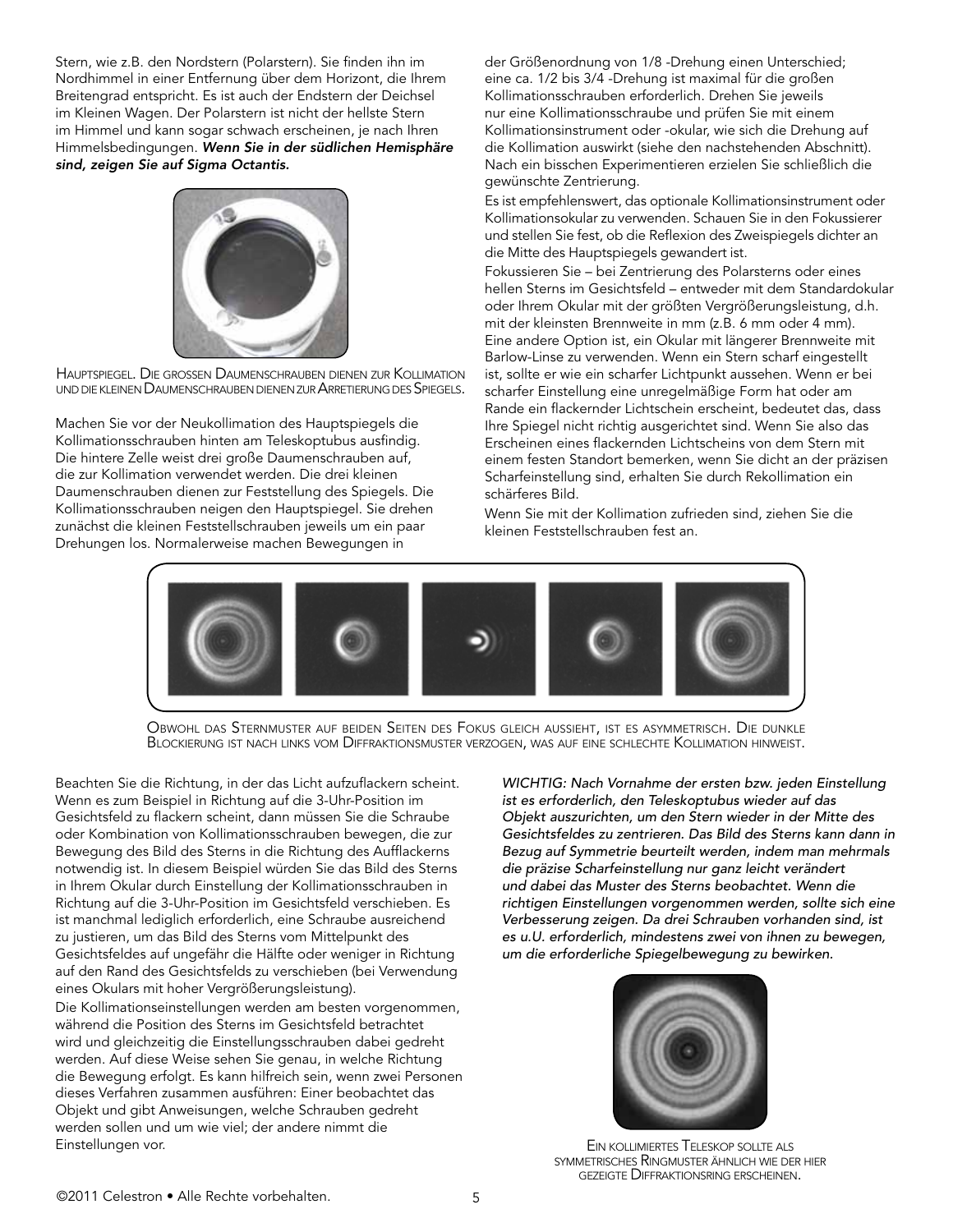Stern, wie z.B. den Nordstern (Polarstern). Sie finden ihn im Nordhimmel in einer Entfernung über dem Horizont, die Ihrem Breitengrad entspricht. Es ist auch der Endstern der Deichsel im Kleinen Wagen. Der Polarstern ist nicht der hellste Stern im Himmel und kann sogar schwach erscheinen, je nach Ihren Himmelsbedingungen. ***Wenn Sie in der südlichen Hemisphäre sind, zeigen Sie auf Sigma Octantis.***

Hauptspiegel. Die grossen Daumenschrauben dienen zur Kollimation und die kleinen Daumenschrauben dienen zur Arretierung des Spiegels.

Machen Sie vor der Neukollimation des Hauptspiegels die Kollimationsschrauben hinten am Teleskoptubus ausfindig. Die hintere Zelle weist drei große Daumenschrauben auf, die zur Kollimation verwendet werden. Die drei kleinen Daumenschrauben dienen zur Feststellung des Spiegels. Die Kollimationsschrauben neigen den Hauptspiegel. Sie drehen zunächst die kleinen Feststellschrauben jeweils um ein paar Drehungen los. Normalerweise machen Bewegungen in der Größenordnung von 1/8 -Drehung einen Unterschied; eine ca. 1/2 bis 3/4 -Drehung ist maximal für die großen Kollimationsschrauben erforderlich. Drehen Sie jeweils nur eine Kollimationsschraube und prüfen Sie mit einem Kollimationsinstrument oder -okular, wie sich die Drehung auf die Kollimation auswirkt (siehe den nachstehenden Abschnitt). Nach ein bisschen Experimentieren erzielen Sie schließlich die gewünschte Zentrierung.

Es ist empfehlenswert, das optionale Kollimationsinstrument oder Kollimationsokular zu verwenden. Schauen Sie in den Fokussierer und stellen Sie fest, ob die Reflexion des Zweispiegels dichter an die Mitte des Hauptspiegels gewandert ist.

Fokussieren Sie – bei Zentrierung des Polarsterns oder eines hellen Sterns im Gesichtsfeld – entweder mit dem Standardokular oder Ihrem Okular mit der größten Vergrößerungsleistung, d.h. mit der kleinsten Brennweite in mm (z.B. 6 mm oder 4 mm). Eine andere Option ist, ein Okular mit längerer Brennweite mit Barlow-Linse zu verwenden. Wenn ein Stern scharf eingestellt ist, sollte er wie ein scharfer Lichtpunkt aussehen. Wenn er bei scharfer Einstellung eine unregelmäßige Form hat oder am Rande ein flackernder Lichtschein erscheint, bedeutet das, dass Ihre Spiegel nicht richtig ausgerichtet sind. Wenn Sie also das Erscheinen eines flackernden Lichtscheins von dem Stern mit einem festen Standort bemerken, wenn Sie dicht an der präzisen Scharfeinstellung sind, erhalten Sie durch Rekollimation ein schärferes Bild.

Wenn Sie mit der Kollimation zufrieden sind, ziehen Sie die kleinen Feststellschrauben fest an.

Obwohl das Sternmuster auf beiden Seiten des Fokus gleich aussieht, ist es asymmetrisch. Die dunkle Blockierung ist nach links vom Diffraktionsmuster verzogen, was auf eine schlechte Kollimation hinweist.

Beachten Sie die Richtung, in der das Licht aufzuflackern scheint. Wenn es zum Beispiel in Richtung auf die 3-Uhr-Position im Gesichtsfeld zu flackern scheint, dann müssen Sie die Schraube oder Kombination von Kollimationsschrauben bewegen, die zur Bewegung des Bild des Sterns in die Richtung des Aufflackerns notwendig ist. In diesem Beispiel würden Sie das Bild des Sterns in Ihrem Okular durch Einstellung der Kollimationsschrauben in Richtung auf die 3-Uhr-Position im Gesichtsfeld verschieben. Es ist manchmal lediglich erforderlich, eine Schraube ausreichend zu justieren, um das Bild des Sterns vom Mittelpunkt des Gesichtsfeldes auf ungefähr die Hälfte oder weniger in Richtung auf den Rand des Gesichtsfelds zu verschieben (bei Verwendung eines Okulars mit hoher Vergrößerungsleistung).

Die Kollimationseinstellungen werden am besten vorgenommen, während die Position des Sterns im Gesichtsfeld betrachtet wird und gleichzeitig die Einstellungsschrauben dabei gedreht werden. Auf diese Weise sehen Sie genau, in welche Richtung die Bewegung erfolgt. Es kann hilfreich sein, wenn zwei Personen dieses Verfahren zusammen ausführen: Einer beobachtet das Objekt und gibt Anweisungen, welche Schrauben gedreht werden sollen und um wie viel; der andere nimmt die Einstellungen vor.

*WICHTIG: Nach Vornahme der ersten bzw. jeden Einstellung ist es erforderlich, den Teleskoptubus wieder auf das Objekt auszurichten, um den Stern wieder in der Mitte des Gesichtsfeldes zu zentrieren. Das Bild des Sterns kann dann in Bezug auf Symmetrie beurteilt werden, indem man mehrmals die präzise Scharfeinstellung nur ganz leicht verändert und dabei das Muster des Sterns beobachtet. Wenn die richtigen Einstellungen vorgenommen werden, sollte sich eine Verbesserung zeigen. Da drei Schrauben vorhanden sind, ist es u.U. erforderlich, mindestens zwei von ihnen zu bewegen, um die erforderliche Spiegelbewegung zu bewirken.*

Ein kollimiertes Teleskop sollte als symmetrisches Ringmuster ähnlich wie der hier gezeigte Diffraktionsring erscheinen.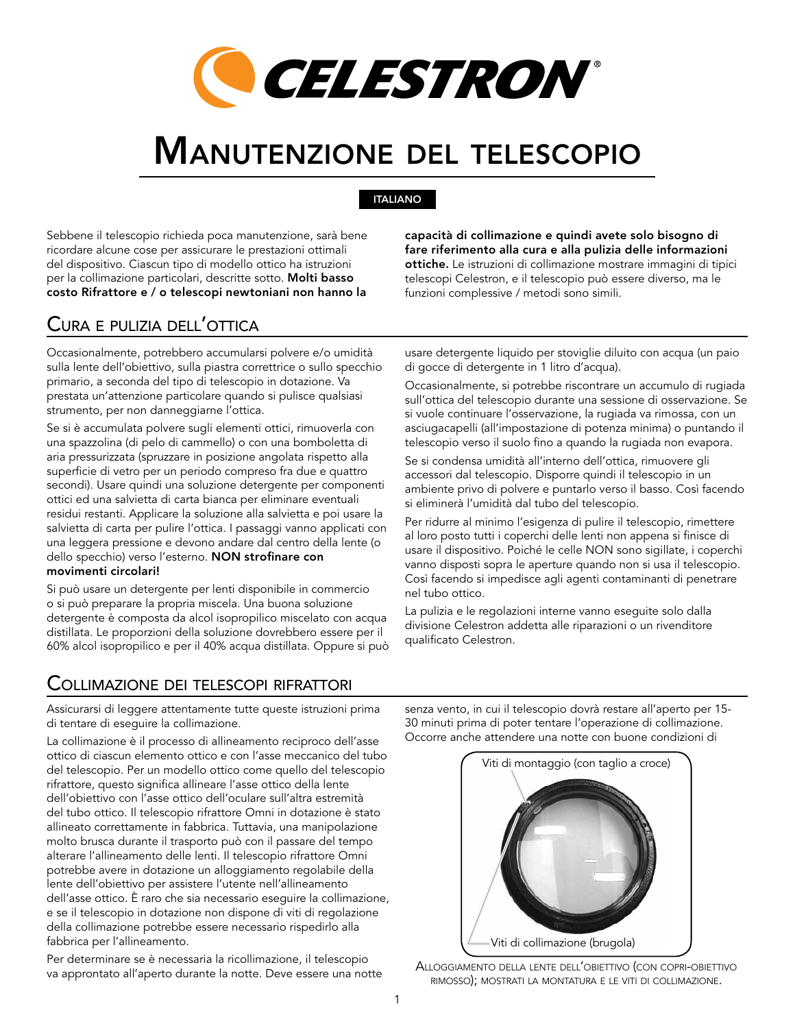# Manutenzione del telescopio

ITALIANO

Sebbene il telescopio richieda poca manutenzione, sarà bene ricordare alcune cose per assicurare le prestazioni ottimali del dispositivo. Ciascun tipo di modello ottico ha istruzioni per la collimazione particolari, descritte sotto. **Molti basso costo Rifrattore e / o telescopi newtoniani non hanno la capacità di collimazione e quindi avete solo bisogno di fare riferimento alla cura e alla pulizia delle informazioni ottiche.** Le istruzioni di collimazione mostrare immagini di tipici telescopi Celestron, e il telescopio può essere diverso, ma le funzioni complessive / metodi sono simili.

## Cura e pulizia dell'ottica

Occasionalmente, potrebbero accumularsi polvere e/o umidità sulla lente dell'obiettivo, sulla piastra correttrice o sullo specchio primario, a seconda del tipo di telescopio in dotazione. Va prestata un'attenzione particolare quando si pulisce qualsiasi strumento, per non danneggiarne l'ottica.

Se si è accumulata polvere sugli elementi ottici, rimuoverla con una spazzolina (di pelo di cammello) o con una bomboletta di aria pressurizzata (spruzzare in posizione angolata rispetto alla superficie di vetro per un periodo compreso fra due e quattro secondi). Usare quindi una soluzione detergente per componenti ottici ed una salvietta di carta bianca per eliminare eventuali residui restanti. Applicare la soluzione alla salvietta e poi usare la salvietta di carta per pulire l'ottica. I passaggi vanno applicati con una leggera pressione e devono andare dal centro della lente (o dello specchio) verso l'esterno. **NON strofinare con movimenti circolari!**

Si può usare un detergente per lenti disponibile in commercio o si può preparare la propria miscela. Una buona soluzione detergente è composta da alcol isopropilico miscelato con acqua distillata. Le proporzioni della soluzione dovrebbero essere per il 60% alcol isopropilico e per il 40% acqua distillata. Oppure si può usare detergente liquido per stoviglie diluito con acqua (un paio di gocce di detergente in 1 litro d'acqua).

Occasionalmente, si potrebbe riscontrare un accumulo di rugiada sull'ottica del telescopio durante una sessione di osservazione. Se si vuole continuare l'osservazione, la rugiada va rimossa, con un asciugacapelli (all'impostazione di potenza minima) o puntando il telescopio verso il suolo fino a quando la rugiada non evapora.

Se si condensa umidità all'interno dell'ottica, rimuovere gli accessori dal telescopio. Disporre quindi il telescopio in un ambiente privo di polvere e puntarlo verso il basso. Così facendo si eliminerà l'umidità dal tubo del telescopio.

Per ridurre al minimo l'esigenza di pulire il telescopio, rimettere al loro posto tutti i coperchi delle lenti non appena si finisce di usare il dispositivo. Poiché le celle NON sono sigillate, i coperchi vanno disposti sopra le aperture quando non si usa il telescopio. Così facendo si impedisce agli agenti contaminanti di penetrare nel tubo ottico.

La pulizia e le regolazioni interne vanno eseguite solo dalla divisione Celestron addetta alle riparazioni o un rivenditore qualificato Celestron.

## Collimazione dei telescopi rifrattori

Assicurarsi di leggere attentamente tutte queste istruzioni prima di tentare di eseguire la collimazione.

La collimazione è il processo di allineamento reciproco dell'asse ottico di ciascun elemento ottico e con l'asse meccanico del tubo del telescopio. Per un modello ottico come quello del telescopio rifrattore, questo significa allineare l'asse ottico della lente dell'obiettivo con l'asse ottico dell'oculare sull'altra estremità del tubo ottico. Il telescopio rifrattore Omni in dotazione è stato allineato correttamente in fabbrica. Tuttavia, una manipolazione molto brusca durante il trasporto può con il passare del tempo alterare l'allineamento delle lenti. Il telescopio rifrattore Omni potrebbe avere in dotazione un alloggiamento regolabile della lente dell'obiettivo per assistere l'utente nell'allineamento dell'asse ottico. È raro che sia necessario eseguire la collimazione, e se il telescopio in dotazione non dispone di viti di regolazione della collimazione potrebbe essere necessario rispedirlo alla fabbrica per l'allineamento.

Per determinare se è necessaria la ricollimazione, il telescopio va approntato all'aperto durante la notte. Deve essere una notte senza vento, in cui il telescopio dovrà restare all'aperto per 15-30 minuti prima di poter tentare l'operazione di collimazione. Occorre anche attendere una notte con buone condizioni di

Viti di montaggio (con taglio a croce)

Viti di collimazione (brugola)

Alloggiamento della lente dell'obiettivo (con copri-obiettivo rimosso); mostrati la montatura e le viti di collimazione.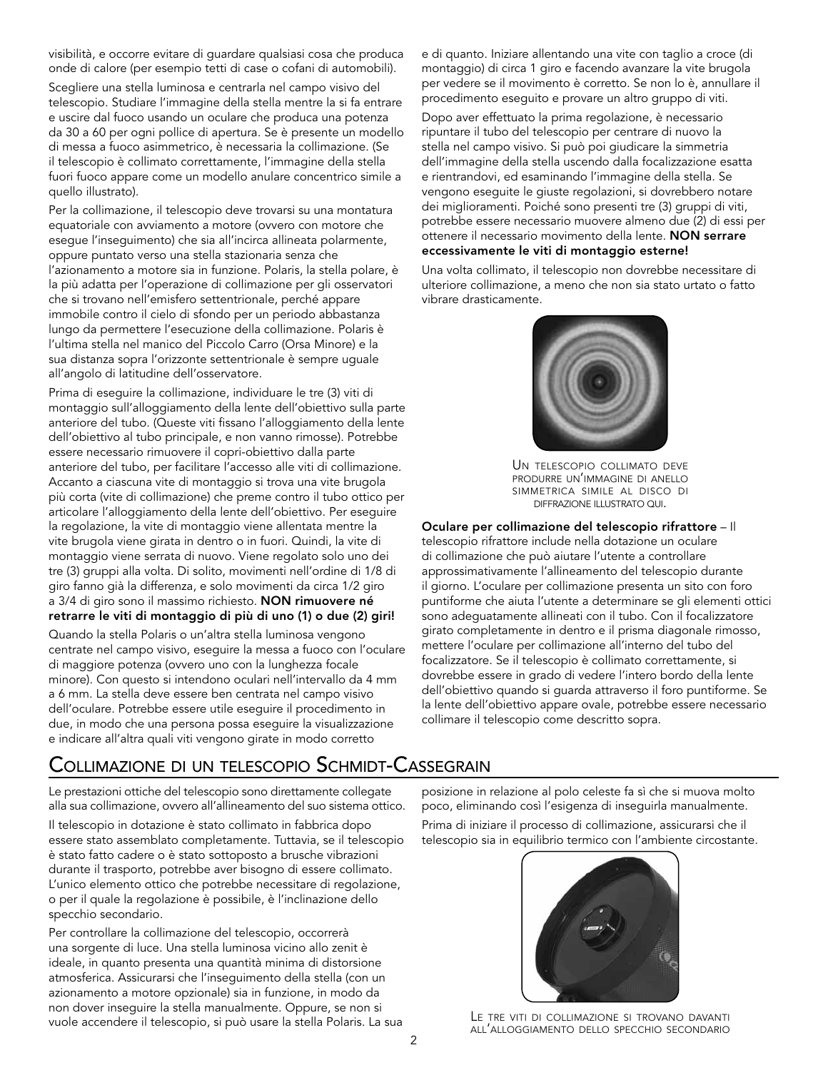visibilità, e occorre evitare di guardare qualsiasi cosa che produca onde di calore (per esempio tetti di case o cofani di automobili).

Scegliere una stella luminosa e centrarla nel campo visivo del telescopio. Studiare l'immagine della stella mentre la si fa entrare e uscire dal fuoco usando un oculare che produca una potenza da 30 a 60 per ogni pollice di apertura. Se è presente un modello di messa a fuoco asimmetrico, è necessaria la collimazione. (Se il telescopio è collimato correttamente, l'immagine della stella fuori fuoco appare come un modello anulare concentrico simile a quello illustrato).

Per la collimazione, il telescopio deve trovarsi su una montatura equatoriale con avviamento a motore (ovvero con motore che esegue l'inseguimento) che sia all'incirca allineata polarmente, oppure puntato verso una stella stazionaria senza che l'azionamento a motore sia in funzione. Polaris, la stella polare, è la più adatta per l'operazione di collimazione per gli osservatori che si trovano nell'emisfero settentrionale, perché appare immobile contro il cielo di sfondo per un periodo abbastanza lungo da permettere l'esecuzione della collimazione. Polaris è l'ultima stella nel manico del Piccolo Carro (Orsa Minore) e la sua distanza sopra l'orizzonte settentrionale è sempre uguale all'angolo di latitudine dell'osservatore.

Prima di eseguire la collimazione, individuare le tre (3) viti di montaggio sull'alloggiamento della lente dell'obiettivo sulla parte anteriore del tubo. (Queste viti fissano l'alloggiamento della lente dell'obiettivo al tubo principale, e non vanno rimosse). Potrebbe essere necessario rimuovere il copri-obiettivo dalla parte anteriore del tubo, per facilitare l'accesso alle viti di collimazione. Accanto a ciascuna vite di montaggio si trova una vite brugola più corta (vite di collimazione) che preme contro il tubo ottico per articolare l'alloggiamento della lente dell'obiettivo. Per eseguire la regolazione, la vite di montaggio viene allentata mentre la vite brugola viene girata in dentro o in fuori. Quindi, la vite di montaggio viene serrata di nuovo. Viene regolato solo uno dei tre (3) gruppi alla volta. Di solito, movimenti nell'ordine di 1/8 di giro fanno già la differenza, e solo movimenti da circa 1/2 giro a 3/4 di giro sono il massimo richiesto. **NON rimuovere né retrarre le viti di montaggio di più di uno (1) o due (2) giri!**

Quando la stella Polaris o un'altra stella luminosa vengono centrate nel campo visivo, eseguire la messa a fuoco con l'oculare di maggiore potenza (ovvero uno con la lunghezza focale minore). Con questo si intendono oculari nell'intervallo da 4 mm a 6 mm. La stella deve essere ben centrata nel campo visivo dell'oculare. Potrebbe essere utile eseguire il procedimento in due, in modo che una persona possa eseguire la visualizzazione e indicare all'altra quali viti vengono girate in modo corretto e di quanto. Iniziare allentando una vite con taglio a croce (di montaggio) di circa 1 giro e facendo avanzare la vite brugola per vedere se il movimento è corretto. Se non lo è, annullare il procedimento eseguito e provare un altro gruppo di viti.

Dopo aver effettuato la prima regolazione, è necessario ripuntare il tubo del telescopio per centrare di nuovo la stella nel campo visivo. Si può poi giudicare la simmetria dell'immagine della stella uscendo dalla focalizzazione esatta e rientrandovi, ed esaminando l'immagine della stella. Se vengono eseguite le giuste regolazioni, si dovrebbero notare dei miglioramenti. Poiché sono presenti tre (3) gruppi di viti, potrebbe essere necessario muovere almeno due (2) di essi per ottenere il necessario movimento della lente. **NON serrare eccessivamente le viti di montaggio esterne!**

Una volta collimato, il telescopio non dovrebbe necessitare di ulteriore collimazione, a meno che non sia stato urtato o fatto vibrare drasticamente.

Un telescopio collimato deve produrre un'immagine di anello simmetrica simile al disco di diffrazione illustrato qui.

**Oculare per collimazione del telescopio rifrattore** – Il telescopio rifrattore include nella dotazione un oculare di collimazione che può aiutare l'utente a controllare approssimativamente l'allineamento del telescopio durante il giorno. L'oculare per collimazione presenta un sito con foro puntiforme che aiuta l'utente a determinare se gli elementi ottici sono adeguatamente allineati con il tubo. Con il focalizzatore girato completamente in dentro e il prisma diagonale rimosso, mettere l'oculare per collimazione all'interno del tubo del focalizzatore. Se il telescopio è collimato correttamente, si dovrebbe essere in grado di vedere l'intero bordo della lente dell'obiettivo quando si guarda attraverso il foro puntiforme. Se la lente dell'obiettivo appare ovale, potrebbe essere necessario collimare il telescopio come descritto sopra.

# Collimazione di un telescopio Schmidt-Cassegrain

Le prestazioni ottiche del telescopio sono direttamente collegate alla sua collimazione, ovvero all'allineamento del suo sistema ottico.

Il telescopio in dotazione è stato collimato in fabbrica dopo essere stato assemblato completamente. Tuttavia, se il telescopio è stato fatto cadere o è stato sottoposto a brusche vibrazioni durante il trasporto, potrebbe aver bisogno di essere collimato. L'unico elemento ottico che potrebbe necessitare di regolazione, o per il quale la regolazione è possibile, è l'inclinazione dello specchio secondario.

Per controllare la collimazione del telescopio, occorrerà una sorgente di luce. Una stella luminosa vicino allo zenit è ideale, in quanto presenta una quantità minima di distorsione atmosferica. Assicurarsi che l'inseguimento della stella (con un azionamento a motore opzionale) sia in funzione, in modo da non dover inseguire la stella manualmente. Oppure, se non si vuole accendere il telescopio, si può usare la stella Polaris. La sua posizione in relazione al polo celeste fa sì che si muova molto poco, eliminando così l'esigenza di inseguirla manualmente.

Prima di iniziare il processo di collimazione, assicurarsi che il telescopio sia in equilibrio termico con l'ambiente circostante.

Le tre viti di collimazione si trovano davanti all'alloggiamento dello specchio secondario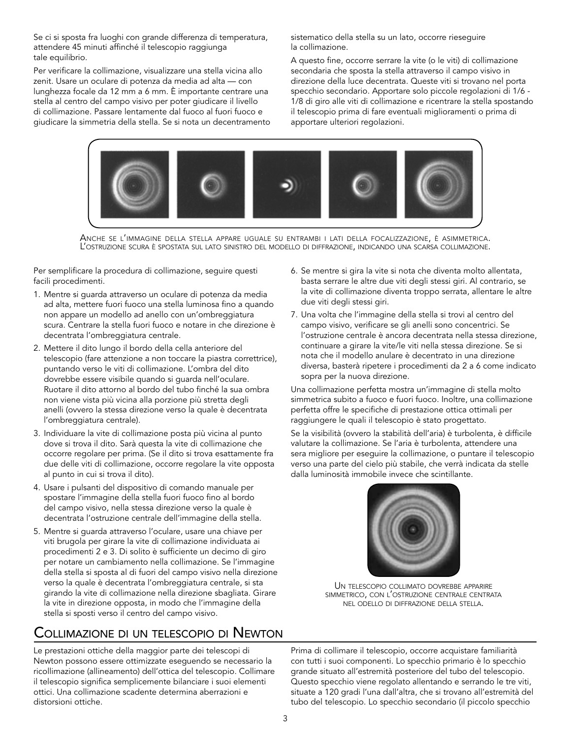Se ci si sposta fra luoghi con grande differenza di temperatura, attendere 45 minuti affinché il telescopio raggiunga tale equilibrio.

Per verificare la collimazione, visualizzare una stella vicina allo zenit. Usare un oculare di potenza da media ad alta — con lunghezza focale da 12 mm a 6 mm. È importante centrare una stella al centro del campo visivo per poter giudicare il livello di collimazione. Passare lentamente dal fuoco al fuori fuoco e giudicare la simmetria della stella. Se si nota un decentramento sistematico della stella su un lato, occorre rieseguire la collimazione.

A questo fine, occorre serrare la vite (o le viti) di collimazione secondaria che sposta la stella attraverso il campo visivo in direzione della luce decentrata. Queste viti si trovano nel porta specchio secondario. Apportare solo piccole regolazioni di 1/6 - 1/8 di giro alle viti di collimazione e ricentrare la stella spostando il telescopio prima di fare eventuali miglioramenti o prima di apportare ulteriori regolazioni.

Anche se l'immagine della stella appare uguale su entrambi i lati della focalizzazione, è asimmetrica. L'ostruzione scura è spostata sul lato sinistro del modello di diffrazione, indicando una scarsa collimazione.

Per semplificare la procedura di collimazione, seguire questi facili procedimenti.

1. Mentre si guarda attraverso un oculare di potenza da media ad alta, mettere fuori fuoco una stella luminosa fino a quando non appare un modello ad anello con un'ombreggiatura scura. Centrare la stella fuori fuoco e notare in che direzione è decentrata l'ombreggiatura centrale.
2. Mettere il dito lungo il bordo della cella anteriore del telescopio (fare attenzione a non toccare la piastra correttrice), puntando verso le viti di collimazione. L'ombra del dito dovrebbe essere visibile quando si guarda nell'oculare. Ruotare il dito attorno al bordo del tubo finché la sua ombra non viene vista più vicina alla porzione più stretta degli anelli (ovvero la stessa direzione verso la quale è decentrata l'ombreggiatura centrale).
3. Individuare la vite di collimazione posta più vicina al punto dove si trova il dito. Sarà questa la vite di collimazione che occorre regolare per prima. (Se il dito si trova esattamente fra due delle viti di collimazione, occorre regolare la vite opposta al punto in cui si trova il dito).
4. Usare i pulsanti del dispositivo di comando manuale per spostare l'immagine della stella fuori fuoco fino al bordo del campo visivo, nella stessa direzione verso la quale è decentrata l'ostruzione centrale dell'immagine della stella.
5. Mentre si guarda attraverso l'oculare, usare una chiave per viti brugola per girare la vite di collimazione individuata ai procedimenti 2 e 3. Di solito è sufficiente un decimo di giro per notare un cambiamento nella collimazione. Se l'immagine della stella si sposta al di fuori del campo visivo nella direzione verso la quale è decentrata l'ombreggiatura centrale, si sta girando la vite di collimazione nella direzione sbagliata. Girare la vite in direzione opposta, in modo che l'immagine della stella si sposti verso il centro del campo visivo.
6. Se mentre si gira la vite si nota che diventa molto allentata, basta serrare le altre due viti degli stessi giri. Al contrario, se la vite di collimazione diventa troppo serrata, allentare le altre due viti degli stessi giri.
7. Una volta che l'immagine della stella si trovi al centro del campo visivo, verificare se gli anelli sono concentrici. Se l'ostruzione centrale è ancora decentrata nella stessa direzione, continuare a girare la vite/le viti nella stessa direzione. Se si nota che il modello anulare è decentrato in una direzione diversa, basterà ripetere i procedimenti da 2 a 6 come indicato sopra per la nuova direzione.

Una collimazione perfetta mostra un'immagine di stella molto simmetrica subito a fuoco e fuori fuoco. Inoltre, una collimazione perfetta offre le specifiche di prestazione ottica ottimali per raggiungere le quali il telescopio è stato progettato.

Se la visibilità (ovvero la stabilità dell'aria) è turbolenta, è difficile valutare la collimazione. Se l'aria è turbolenta, attendere una sera migliore per eseguire la collimazione, o puntare il telescopio verso una parte del cielo più stabile, che verrà indicata da stelle dalla luminosità immobile invece che scintillante.

Un telescopio collimato dovrebbe apparire simmetrico, con l'ostruzione centrale centrata nel odello di diffrazione della stella.

## Collimazione di un telescopio di Newton

Le prestazioni ottiche della maggior parte dei telescopi di Newton possono essere ottimizzate eseguendo se necessario la ricollimazione (allineamento) dell'ottica del telescopio. Collimare il telescopio significa semplicemente bilanciare i suoi elementi ottici. Una collimazione scadente determina aberrazioni e distorsioni ottiche.

Prima di collimare il telescopio, occorre acquistare familiarità con tutti i suoi componenti. Lo specchio primario è lo specchio grande situato all'estremità posteriore del tubo del telescopio. Questo specchio viene regolato allentando e serrando le tre viti, situate a 120 gradi l'una dall'altra, che si trovano all'estremità del tubo del telescopio. Lo specchio secondario (il piccolo specchio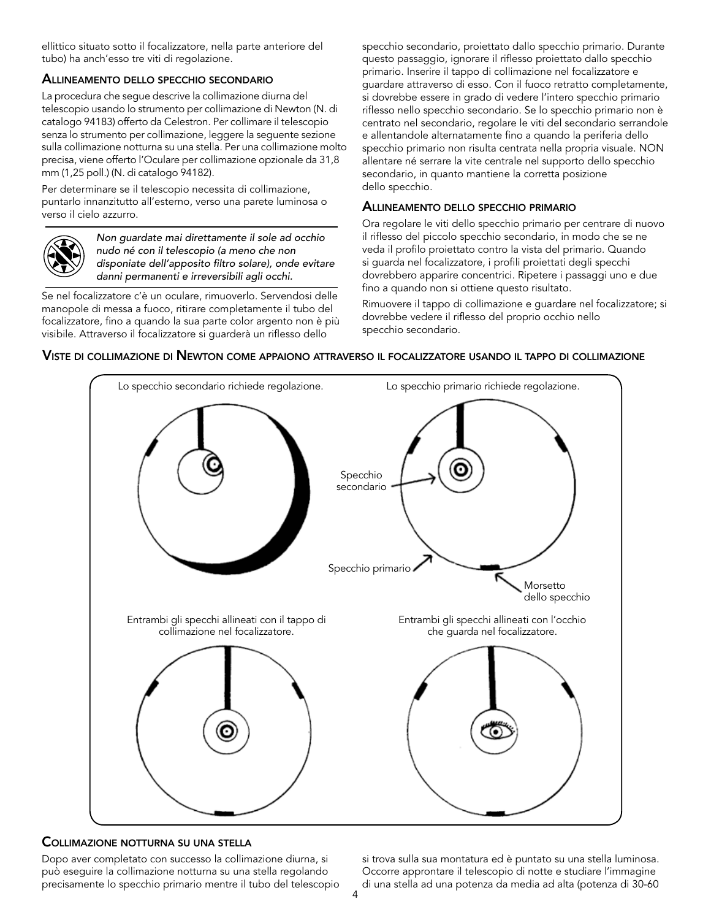ellittico situato sotto il focalizzatore, nella parte anteriore del tubo) ha anch'esso tre viti di regolazione.

### Allineamento dello specchio secondario

La procedura che segue descrive la collimazione diurna del telescopio usando lo strumento per collimazione di Newton (N. di catalogo 94183) offerto da Celestron. Per collimare il telescopio senza lo strumento per collimazione, leggere la seguente sezione sulla collimazione notturna su una stella. Per una collimazione molto precisa, viene offerto l'Oculare per collimazione opzionale da 31,8 mm (1,25 poll.) (N. di catalogo 94182).

Per determinare se il telescopio necessita di collimazione, puntarlo innanzitutto all'esterno, verso una parete luminosa o verso il cielo azzurro.

*Non guardate mai direttamente il sole ad occhio nudo né con il telescopio (a meno che non disponiate dell'apposito filtro solare), onde evitare danni permanenti e irreversibili agli occhi.*

Se nel focalizzatore c'è un oculare, rimuoverlo. Servendosi delle manopole di messa a fuoco, ritirare completamente il tubo del focalizzatore, fino a quando la sua parte color argento non è più visibile. Attraverso il focalizzatore si guarderà un riflesso dello specchio secondario, proiettato dallo specchio primario. Durante questo passaggio, ignorare il riflesso proiettato dallo specchio primario. Inserire il tappo di collimazione nel focalizzatore e guardare attraverso di esso. Con il fuoco retratto completamente, si dovrebbe essere in grado di vedere l'intero specchio primario riflesso nello specchio secondario. Se lo specchio primario non è centrato nel secondario, regolare le viti del secondario serrandole e allentandole alternatamente fino a quando la periferia dello specchio primario non risulta centrata nella propria visuale. NON allentare né serrare la vite centrale nel supporto dello specchio secondario, in quanto mantiene la corretta posizione dello specchio.

### Allineamento dello specchio primario

Ora regolare le viti dello specchio primario per centrare di nuovo il riflesso del piccolo specchio secondario, in modo che se ne veda il profilo proiettato contro la vista del primario. Quando si guarda nel focalizzatore, i profili proiettati degli specchi dovrebbero apparire concentrici. Ripetere i passaggi uno e due fino a quando non si ottiene questo risultato.

Rimuovere il tappo di collimazione e guardare nel focalizzatore; si dovrebbe vedere il riflesso del proprio occhio nello specchio secondario.

### Viste di collimazione di Newton come appaiono attraverso il focalizzatore usando il tappo di collimazione

Lo specchio secondario richiede regolazione.

Lo specchio primario richiede regolazione.

Specchio secondario

Specchio primario

Morsetto dello specchio

Entrambi gli specchi allineati con il tappo di collimazione nel focalizzatore.

Entrambi gli specchi allineati con l'occhio che guarda nel focalizzatore.

### Collimazione notturna su una stella

Dopo aver completato con successo la collimazione diurna, si può eseguire la collimazione notturna su una stella regolando precisamente lo specchio primario mentre il tubo del telescopio si trova sulla sua montatura ed è puntato su una stella luminosa. Occorre approntare il telescopio di notte e studiare l'immagine di una stella ad una potenza da media ad alta (potenza di 30-60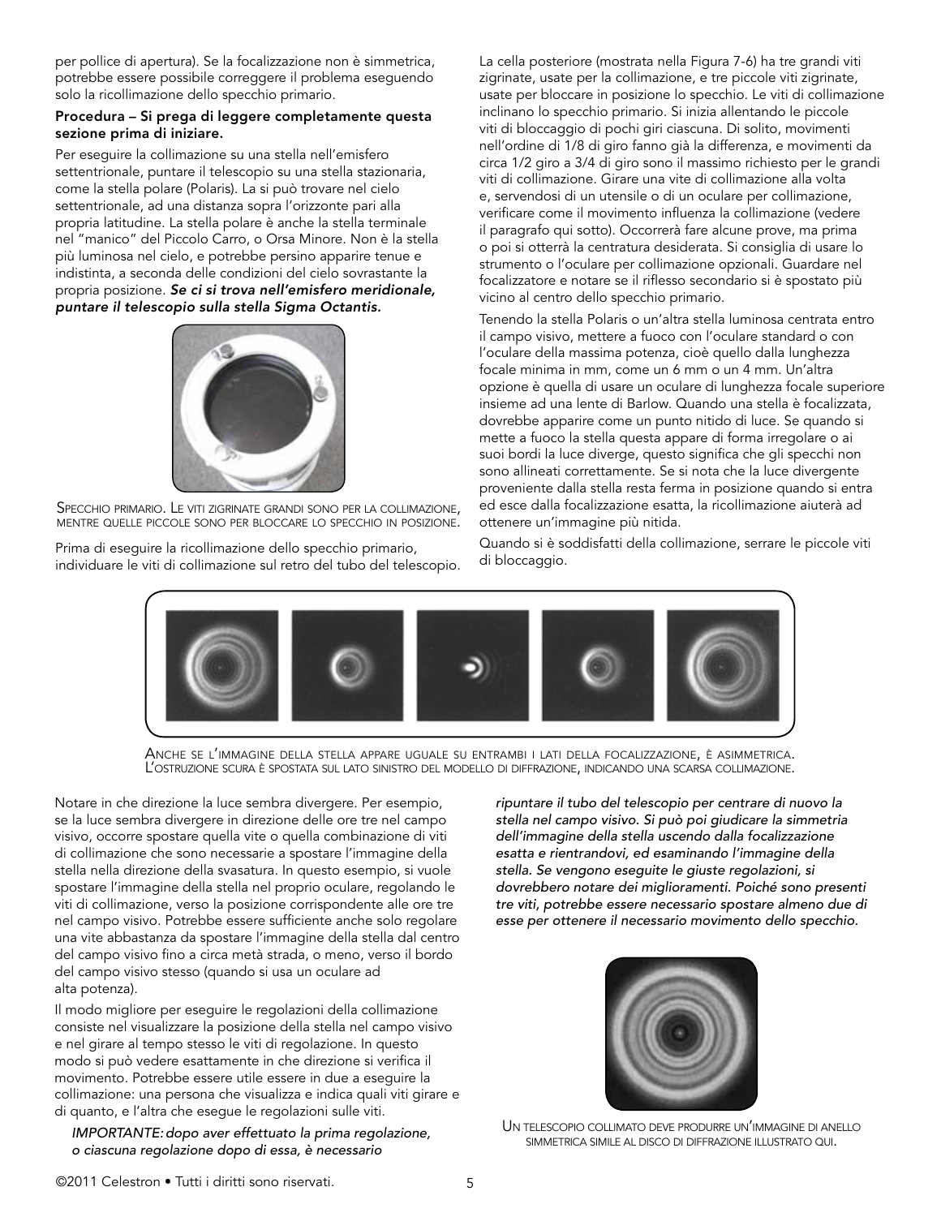per pollice di apertura). Se la focalizzazione non è simmetrica, potrebbe essere possibile correggere il problema eseguendo solo la ricollimazione dello specchio primario.

**Procedura – Si prega di leggere completamente questa sezione prima di iniziare.**

Per eseguire la collimazione su una stella nell'emisfero settentrionale, puntare il telescopio su una stella stazionaria, come la stella polare (Polaris). La si può trovare nel cielo settentrionale, ad una distanza sopra l'orizzonte pari alla propria latitudine. La stella polare è anche la stella terminale nel "manico" del Piccolo Carro, o Orsa Minore. Non è la stella più luminosa nel cielo, e potrebbe persino apparire tenue e indistinta, a seconda delle condizioni del cielo sovrastante la propria posizione. ***Se ci si trova nell'emisfero meridionale, puntare il telescopio sulla stella Sigma Octantis.***

Specchio primario. Le viti zigrinate grandi sono per la collimazione, mentre quelle piccole sono per bloccare lo specchio in posizione.

Prima di eseguire la ricollimazione dello specchio primario, individuare le viti di collimazione sul retro del tubo del telescopio.

La cella posteriore (mostrata nella Figura 7-6) ha tre grandi viti zigrinate, usate per la collimazione, e tre piccole viti zigrinate, usate per bloccare in posizione lo specchio. Le viti di collimazione inclinano lo specchio primario. Si inizia allentando le piccole viti di bloccaggio di pochi giri ciascuna. Di solito, movimenti nell'ordine di 1/8 di giro fanno già la differenza, e movimenti da circa 1/2 giro a 3/4 di giro sono il massimo richiesto per le grandi viti di collimazione. Girare una vite di collimazione alla volta e, servendosi di un utensile o di un oculare per collimazione, verificare come il movimento influenza la collimazione (vedere il paragrafo qui sotto). Occorrerà fare alcune prove, ma prima o poi si otterrà la centratura desiderata. Si consiglia di usare lo strumento o l'oculare per collimazione opzionali. Guardare nel focalizzatore e notare se il riflesso secondario si è spostato più vicino al centro dello specchio primario.

Tenendo la stella Polaris o un'altra stella luminosa centrata entro il campo visivo, mettere a fuoco con l'oculare standard o con l'oculare della massima potenza, cioè quello dalla lunghezza focale minima in mm, come un 6 mm o un 4 mm. Un'altra opzione è quella di usare un oculare di lunghezza focale superiore insieme ad una lente di Barlow. Quando una stella è focalizzata, dovrebbe apparire come un punto nitido di luce. Se quando si mette a fuoco la stella questa appare di forma irregolare o ai suoi bordi la luce diverge, questo significa che gli specchi non sono allineati correttamente. Se si nota che la luce divergente proveniente dalla stella resta ferma in posizione quando si entra ed esce dalla focalizzazione esatta, la ricollimazione aiuterà ad ottenere un'immagine più nitida.

Quando si è soddisfatti della collimazione, serrare le piccole viti di bloccaggio.

Anche se l'immagine della stella appare uguale su entrambi i lati della focalizzazione, è asimmetrica. L'ostruzione scura è spostata sul lato sinistro del modello di diffrazione, indicando una scarsa collimazione.

Notare in che direzione la luce sembra divergere. Per esempio, se la luce sembra divergere in direzione delle ore tre nel campo visivo, occorre spostare quella vite o quella combinazione di viti di collimazione che sono necessarie a spostare l'immagine della stella nella direzione della svasatura. In questo esempio, si vuole spostare l'immagine della stella nel proprio oculare, regolando le viti di collimazione, verso la posizione corrispondente alle ore tre nel campo visivo. Potrebbe essere sufficiente anche solo regolare una vite abbastanza da spostare l'immagine della stella dal centro del campo visivo fino a circa metà strada, o meno, verso il bordo del campo visivo stesso (quando si usa un oculare ad alta potenza).

Il modo migliore per eseguire le regolazioni della collimazione consiste nel visualizzare la posizione della stella nel campo visivo e nel girare al tempo stesso le viti di regolazione. In questo modo si può vedere esattamente in che direzione si verifica il movimento. Potrebbe essere utile essere in due a eseguire la collimazione: una persona che visualizza e indica quali viti girare e di quanto, e l'altra che esegue le regolazioni sulle viti.

*IMPORTANTE: dopo aver effettuato la prima regolazione, o ciascuna regolazione dopo di essa, è necessario ripuntare il tubo del telescopio per centrare di nuovo la stella nel campo visivo. Si può poi giudicare la simmetria dell'immagine della stella uscendo dalla focalizzazione esatta e rientrandovi, ed esaminando l'immagine della stella. Se vengono eseguite le giuste regolazioni, si dovrebbero notare dei miglioramenti. Poiché sono presenti tre viti, potrebbe essere necessario spostare almeno due di esse per ottenere il necessario movimento dello specchio.*

Un telescopio collimato deve produrre un'immagine di anello simmetrica simile al disco di diffrazione illustrato qui.